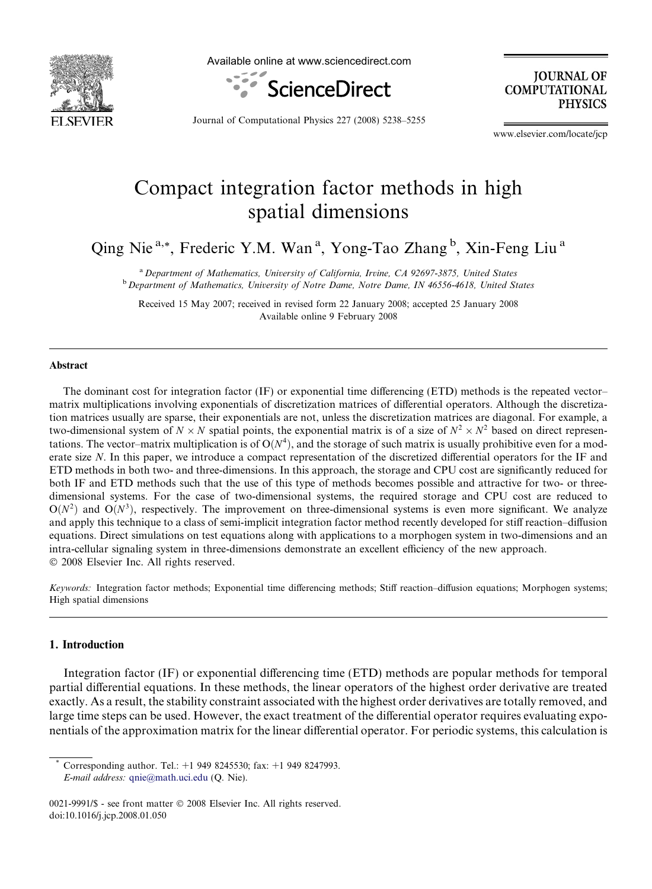# Compact integration factor methods in high spatial dimensions

Qing Nie [a,*], Frederic Y.M. Wan [a], Yong-Tao Zhang [b], Xin-Feng Liu [a]

[a] *Department of Mathematics, University of California, Irvine, CA 92697-3875, United States*
[b] *Department of Mathematics, University of Notre Dame, Notre Dame, IN 46556-4618, United States*

Received 15 May 2007; received in revised form 22 January 2008; accepted 25 January 2008
Available online 9 February 2008

## Abstract

The dominant cost for integration factor (IF) or exponential time differencing (ETD) methods is the repeated vector–matrix multiplications involving exponentials of discretization matrices of differential operators. Although the discretization matrices usually are sparse, their exponentials are not, unless the discretization matrices are diagonal. For example, a two-dimensional system of $N \times N$ spatial points, the exponential matrix is of a size of $N^2 \times N^2$ based on direct representations. The vector–matrix multiplication is of $O(N^4)$, and the storage of such matrix is usually prohibitive even for a moderate size $N$. In this paper, we introduce a compact representation of the discretized differential operators for the IF and ETD methods in both two- and three-dimensions. In this approach, the storage and CPU cost are significantly reduced for both IF and ETD methods such that the use of this type of methods becomes possible and attractive for two- or three-dimensional systems. For the case of two-dimensional systems, the required storage and CPU cost are reduced to $O(N^2)$ and $O(N^3)$, respectively. The improvement on three-dimensional systems is even more significant. We analyze and apply this technique to a class of semi-implicit integration factor method recently developed for stiff reaction–diffusion equations. Direct simulations on test equations along with applications to a morphogen system in two-dimensions and an intra-cellular signaling system in three-dimensions demonstrate an excellent efficiency of the new approach.
© 2008 Elsevier Inc. All rights reserved.

*Keywords:* Integration factor methods; Exponential time differencing methods; Stiff reaction–diffusion equations; Morphogen systems; High spatial dimensions

## 1. Introduction

Integration factor (IF) or exponential differencing time (ETD) methods are popular methods for temporal partial differential equations. In these methods, the linear operators of the highest order derivative are treated exactly. As a result, the stability constraint associated with the highest order derivatives are totally removed, and large time steps can be used. However, the exact treatment of the differential operator requires evaluating exponentials of the approximation matrix for the linear differential operator. For periodic systems, this calculation is

* Corresponding author. Tel.: +1 949 8245530; fax: +1 949 8247993.
*E-mail address:* qnie@math.uci.edu (Q. Nie).

0021-9991/$ - see front matter © 2008 Elsevier Inc. All rights reserved.
doi:10.1016/j.jcp.2008.01.050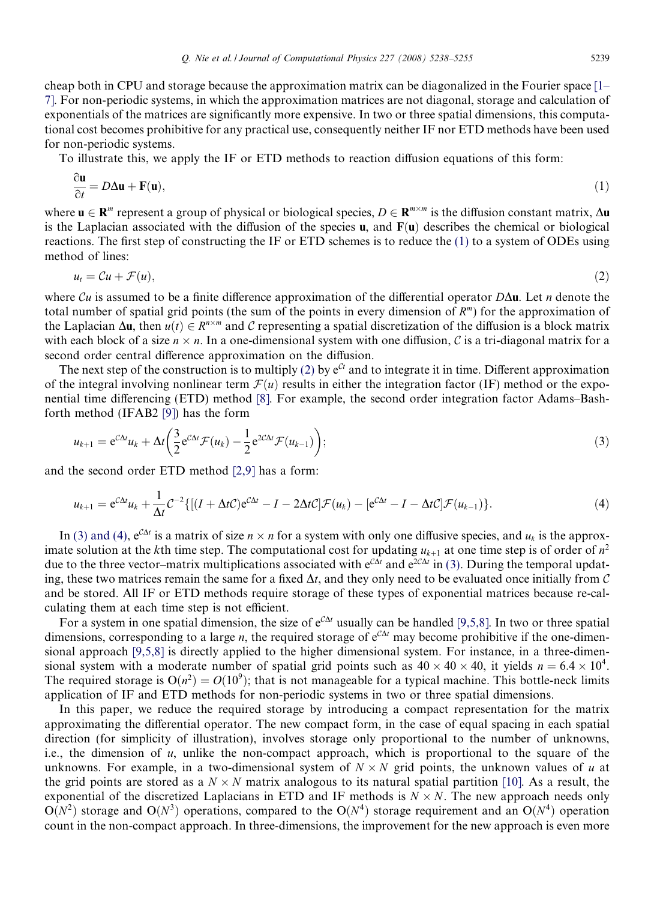cheap both in CPU and storage because the approximation matrix can be diagonalized in the Fourier space [1–7]. For non-periodic systems, in which the approximation matrices are not diagonal, storage and calculation of exponentials of the matrices are significantly more expensive. In two or three spatial dimensions, this computational cost becomes prohibitive for any practical use, consequently neither IF nor ETD methods have been used for non-periodic systems.

To illustrate this, we apply the IF or ETD methods to reaction diffusion equations of this form:

$$\frac{\partial \mathbf{u}}{\partial t} = D\Delta\mathbf{u} + \mathbf{F}(\mathbf{u}), \tag{1}$$

where $\mathbf{u} \in \mathbf{R}^m$ represent a group of physical or biological species, $D \in \mathbf{R}^{m\times m}$ is the diffusion constant matrix, $\Delta\mathbf{u}$ is the Laplacian associated with the diffusion of the species $\mathbf{u}$, and $\mathbf{F}(\mathbf{u})$ describes the chemical or biological reactions. The first step of constructing the IF or ETD schemes is to reduce the (1) to a system of ODEs using method of lines:

$$u_t = \mathcal{C}u + \mathcal{F}(u), \tag{2}$$

where $\mathcal{C}u$ is assumed to be a finite difference approximation of the differential operator $D\Delta\mathbf{u}$. Let $n$ denote the total number of spatial grid points (the sum of the points in every dimension of $R^m$) for the approximation of the Laplacian $\Delta\mathbf{u}$, then $u(t) \in R^{n\times m}$ and $\mathcal{C}$ representing a spatial discretization of the diffusion is a block matrix with each block of a size $n \times n$. In a one-dimensional system with one diffusion, $\mathcal{C}$ is a tri-diagonal matrix for a second order central difference approximation on the diffusion.

The next step of the construction is to multiply (2) by $e^{\mathcal{C}t}$ and to integrate it in time. Different approximation of the integral involving nonlinear term $\mathcal{F}(u)$ results in either the integration factor (IF) method or the exponential time differencing (ETD) method [8]. For example, the second order integration factor Adams–Bashforth method (IFAB2 [9]) has the form

$$u_{k+1} = e^{\mathcal{C}\Delta t}u_k + \Delta t\left(\frac{3}{2}e^{\mathcal{C}\Delta t}\mathcal{F}(u_k) - \frac{1}{2}e^{2\mathcal{C}\Delta t}\mathcal{F}(u_{k-1})\right); \tag{3}$$

and the second order ETD method [2,9] has a form:

$$u_{k+1} = e^{\mathcal{C}\Delta t}u_k + \frac{1}{\Delta t}\mathcal{C}^{-2}\{[(I + \Delta t\mathcal{C})e^{\mathcal{C}\Delta t} - I - 2\Delta t\mathcal{C}]\mathcal{F}(u_k) - [e^{\mathcal{C}\Delta t} - I - \Delta t\mathcal{C}]\mathcal{F}(u_{k-1})\}. \tag{4}$$

In (3) and (4), $e^{\mathcal{C}\Delta t}$ is a matrix of size $n \times n$ for a system with only one diffusive species, and $u_k$ is the approximate solution at the $k$th time step. The computational cost for updating $u_{k+1}$ at one time step is of order of $n^2$ due to the three vector–matrix multiplications associated with $e^{\mathcal{C}\Delta t}$ and $e^{2\mathcal{C}\Delta t}$ in (3). During the temporal updating, these two matrices remain the same for a fixed $\Delta t$, and they only need to be evaluated once initially from $\mathcal{C}$ and be stored. All IF or ETD methods require storage of these types of exponential matrices because re-calculating them at each time step is not efficient.

For a system in one spatial dimension, the size of $e^{\mathcal{C}\Delta t}$ usually can be handled [9,5,8]. In two or three spatial dimensions, corresponding to a large $n$, the required storage of $e^{\mathcal{C}\Delta t}$ may become prohibitive if the one-dimensional approach [9,5,8] is directly applied to the higher dimensional system. For instance, in a three-dimensional system with a moderate number of spatial grid points such as $40 \times 40 \times 40$, it yields $n = 6.4 \times 10^4$. The required storage is $O(n^2) = O(10^9)$; that is not manageable for a typical machine. This bottle-neck limits application of IF and ETD methods for non-periodic systems in two or three spatial dimensions.

In this paper, we reduce the required storage by introducing a compact representation for the matrix approximating the differential operator. The new compact form, in the case of equal spacing in each spatial direction (for simplicity of illustration), involves storage only proportional to the number of unknowns, i.e., the dimension of $u$, unlike the non-compact approach, which is proportional to the square of the unknowns. For example, in a two-dimensional system of $N \times N$ grid points, the unknown values of $u$ at the grid points are stored as a $N \times N$ matrix analogous to its natural spatial partition [10]. As a result, the exponential of the discretized Laplacians in ETD and IF methods is $N \times N$. The new approach needs only $O(N^2)$ storage and $O(N^3)$ operations, compared to the $O(N^4)$ storage requirement and an $O(N^4)$ operation count in the non-compact approach. In three-dimensions, the improvement for the new approach is even more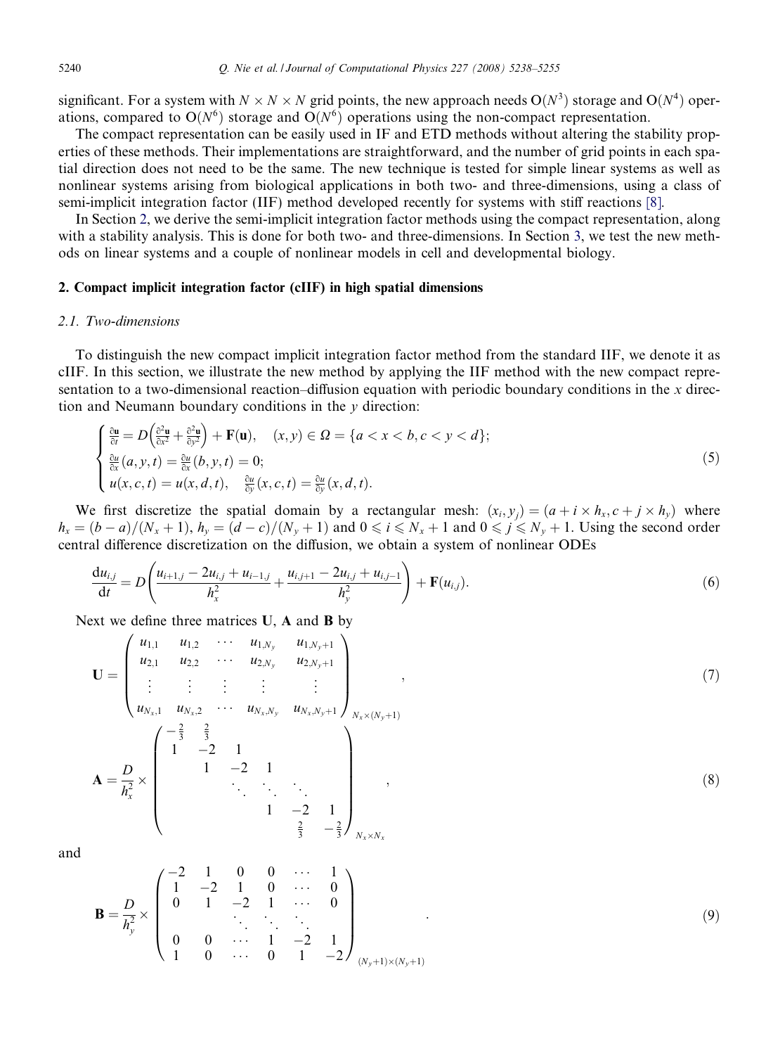significant. For a system with $N \times N \times N$ grid points, the new approach needs $O(N^3)$ storage and $O(N^4)$ operations, compared to $O(N^6)$ storage and $O(N^6)$ operations using the non-compact representation.

The compact representation can be easily used in IF and ETD methods without altering the stability properties of these methods. Their implementations are straightforward, and the number of grid points in each spatial direction does not need to be the same. The new technique is tested for simple linear systems as well as nonlinear systems arising from biological applications in both two- and three-dimensions, using a class of semi-implicit integration factor (IIF) method developed recently for systems with stiff reactions [8].

In Section 2, we derive the semi-implicit integration factor methods using the compact representation, along with a stability analysis. This is done for both two- and three-dimensions. In Section 3, we test the new methods on linear systems and a couple of nonlinear models in cell and developmental biology.

## 2. Compact implicit integration factor (cIIF) in high spatial dimensions

### 2.1. Two-dimensions

To distinguish the new compact implicit integration factor method from the standard IIF, we denote it as cIIF. In this section, we illustrate the new method by applying the IIF method with the new compact representation to a two-dimensional reaction–diffusion equation with periodic boundary conditions in the $x$ direction and Neumann boundary conditions in the $y$ direction:

$$\begin{cases} \frac{\partial \mathbf{u}}{\partial t} = D\left(\frac{\partial^2 \mathbf{u}}{\partial x^2} + \frac{\partial^2 \mathbf{u}}{\partial y^2}\right) + \mathbf{F}(\mathbf{u}), \quad (x,y) \in \Omega = \{a < x < b, c < y < d\}; \\ \frac{\partial u}{\partial x}(a,y,t) = \frac{\partial u}{\partial x}(b,y,t) = 0; \\ u(x,c,t) = u(x,d,t), \quad \frac{\partial u}{\partial y}(x,c,t) = \frac{\partial u}{\partial y}(x,d,t). \end{cases} \tag{5}$$

We first discretize the spatial domain by a rectangular mesh: $(x_i, y_j) = (a + i \times h_x, c + j \times h_y)$ where $h_x = (b-a)/(N_x+1)$, $h_y = (d-c)/(N_y+1)$ and $0 \leqslant i \leqslant N_x + 1$ and $0 \leqslant j \leqslant N_y + 1$. Using the second order central difference discretization on the diffusion, we obtain a system of nonlinear ODEs

$$\frac{\mathrm{d}u_{i,j}}{\mathrm{d}t} = D\left(\frac{u_{i+1,j} - 2u_{i,j} + u_{i-1,j}}{h_x^2} + \frac{u_{i,j+1} - 2u_{i,j} + u_{i,j-1}}{h_y^2}\right) + \mathbf{F}(u_{i,j}). \tag{6}$$

Next we define three matrices $\mathbf{U}$, $\mathbf{A}$ and $\mathbf{B}$ by

$$\mathbf{U} = \begin{pmatrix} u_{1,1} & u_{1,2} & \cdots & u_{1,N_y} & u_{1,N_y+1} \\ u_{2,1} & u_{2,2} & \cdots & u_{2,N_y} & u_{2,N_y+1} \\ \vdots & \vdots & \vdots & \vdots & \vdots \\ u_{N_x,1} & u_{N_x,2} & \cdots & u_{N_x,N_y} & u_{N_x,N_y+1} \end{pmatrix}_{N_x \times (N_y+1)}, \tag{7}$$

$$\mathbf{A} = \frac{D}{h_x^2} \times \begin{pmatrix} -\frac{2}{3} & \frac{2}{3} & & & & \\ 1 & -2 & 1 & & & \\ & 1 & -2 & 1 & & \\ & & \ddots & \ddots & \ddots & \\ & & & 1 & -2 & 1 \\ & & & & \frac{2}{3} & -\frac{2}{3} \end{pmatrix}_{N_x \times N_x}, \tag{8}$$

and

$$\mathbf{B} = \frac{D}{h_y^2} \times \begin{pmatrix} -2 & 1 & 0 & 0 & \cdots & 1 \\ 1 & -2 & 1 & 0 & \cdots & 0 \\ 0 & 1 & -2 & 1 & \cdots & 0 \\ & & \ddots & \ddots & \ddots & \\ 0 & 0 & \cdots & 1 & -2 & 1 \\ 1 & 0 & \cdots & 0 & 1 & -2 \end{pmatrix}_{(N_y+1) \times (N_y+1)}. \tag{9}$$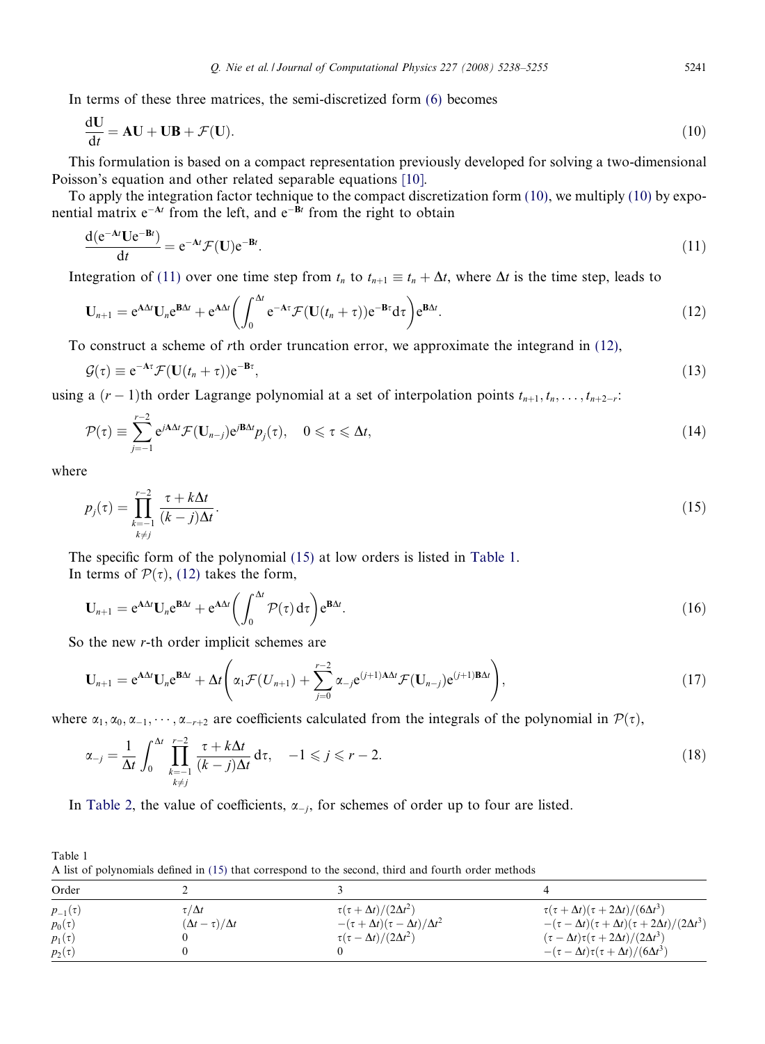In terms of these three matrices, the semi-discretized form (6) becomes

$$\frac{d\mathbf{U}}{dt} = \mathbf{AU} + \mathbf{UB} + \mathcal{F}(\mathbf{U}). \tag{10}$$

This formulation is based on a compact representation previously developed for solving a two-dimensional Poisson's equation and other related separable equations [10].

To apply the integration factor technique to the compact discretization form (10), we multiply (10) by exponential matrix $e^{-\mathbf{A}t}$ from the left, and $e^{-\mathbf{B}t}$ from the right to obtain

$$\frac{d(e^{-\mathbf{A}t}\mathbf{U}e^{-\mathbf{B}t})}{dt} = e^{-\mathbf{A}t}\mathcal{F}(\mathbf{U})e^{-\mathbf{B}t}. \tag{11}$$

Integration of (11) over one time step from $t_n$ to $t_{n+1} \equiv t_n + \Delta t$, where $\Delta t$ is the time step, leads to

$$\mathbf{U}_{n+1} = e^{\mathbf{A}\Delta t}\mathbf{U}_n e^{\mathbf{B}\Delta t} + e^{\mathbf{A}\Delta t}\left(\int_0^{\Delta t} e^{-\mathbf{A}\tau}\mathcal{F}(\mathbf{U}(t_n+\tau))e^{-\mathbf{B}\tau}d\tau\right)e^{\mathbf{B}\Delta t}. \tag{12}$$

To construct a scheme of $r$th order truncation error, we approximate the integrand in (12),

$$\mathcal{G}(\tau) \equiv e^{-\mathbf{A}\tau}\mathcal{F}(\mathbf{U}(t_n+\tau))e^{-\mathbf{B}\tau}, \tag{13}$$

using a $(r-1)$th order Lagrange polynomial at a set of interpolation points $t_{n+1}, t_n, \ldots, t_{n+2-r}$:

$$\mathcal{P}(\tau) \equiv \sum_{j=-1}^{r-2} e^{j\mathbf{A}\Delta t}\mathcal{F}(\mathbf{U}_{n-j})e^{j\mathbf{B}\Delta t}p_j(\tau), \quad 0 \leqslant \tau \leqslant \Delta t, \tag{14}$$

where

$$p_j(\tau) = \prod_{\substack{k=-1 \\ k\neq j}}^{r-2} \frac{\tau + k\Delta t}{(k-j)\Delta t}. \tag{15}$$

The specific form of the polynomial (15) at low orders is listed in Table 1.

In terms of $\mathcal{P}(\tau)$, (12) takes the form,

$$\mathbf{U}_{n+1} = e^{\mathbf{A}\Delta t}\mathbf{U}_n e^{\mathbf{B}\Delta t} + e^{\mathbf{A}\Delta t}\left(\int_0^{\Delta t}\mathcal{P}(\tau)\,d\tau\right)e^{\mathbf{B}\Delta t}. \tag{16}$$

So the new $r$-th order implicit schemes are

$$\mathbf{U}_{n+1} = e^{\mathbf{A}\Delta t}\mathbf{U}_n e^{\mathbf{B}\Delta t} + \Delta t\left(\alpha_1\mathcal{F}(U_{n+1}) + \sum_{j=0}^{r-2}\alpha_{-j}e^{(j+1)\mathbf{A}\Delta t}\mathcal{F}(\mathbf{U}_{n-j})e^{(j+1)\mathbf{B}\Delta t}\right), \tag{17}$$

where $\alpha_1, \alpha_0, \alpha_{-1}, \cdots, \alpha_{-r+2}$ are coefficients calculated from the integrals of the polynomial in $\mathcal{P}(\tau)$,

$$\alpha_{-j} = \frac{1}{\Delta t}\int_0^{\Delta t}\prod_{\substack{k=-1 \\ k\neq j}}^{r-2}\frac{\tau + k\Delta t}{(k-j)\Delta t}\,d\tau, \quad -1 \leqslant j \leqslant r-2. \tag{18}$$

In Table 2, the value of coefficients, $\alpha_{-j}$, for schemes of order up to four are listed.

Table 1
A list of polynomials defined in (15) that correspond to the second, third and fourth order methods

| Order | 2 | 3 | 4 |
|---|---|---|---|
| $p_{-1}(\tau)$ | $\tau/\Delta t$ | $\tau(\tau+\Delta t)/(2\Delta t^2)$ | $\tau(\tau+\Delta t)(\tau+2\Delta t)/(6\Delta t^3)$ |
| $p_0(\tau)$ | $(\Delta t-\tau)/\Delta t$ | $-(\tau+\Delta t)(\tau-\Delta t)/\Delta t^2$ | $-(\tau-\Delta t)(\tau+\Delta t)(\tau+2\Delta t)/(2\Delta t^3)$ |
| $p_1(\tau)$ | 0 | $\tau(\tau-\Delta t)/(2\Delta t^2)$ | $(\tau-\Delta t)\tau(\tau+2\Delta t)/(2\Delta t^3)$ |
| $p_2(\tau)$ | 0 | 0 | $-(\tau-\Delta t)\tau(\tau+\Delta t)/(6\Delta t^3)$ |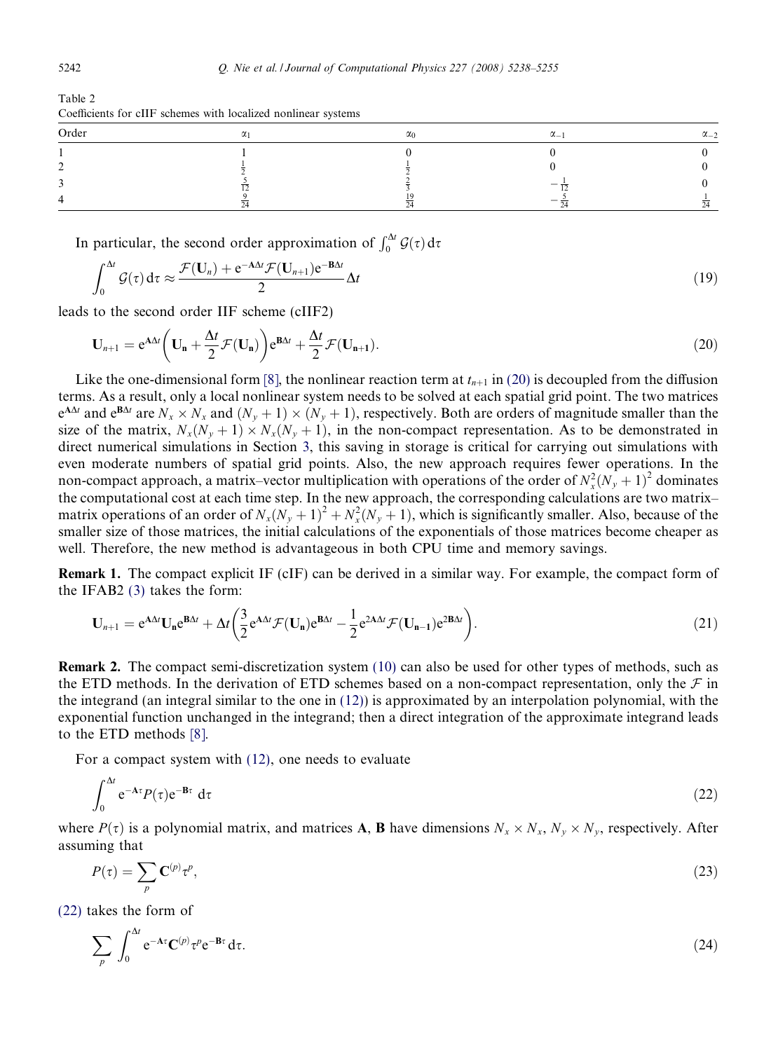Table 2
Coefficients for cIIF schemes with localized nonlinear systems

| Order | $\alpha_1$ | $\alpha_0$ | $\alpha_{-1}$ | $\alpha_{-2}$ |
|---|---|---|---|---|
| 1 | 1 | 0 | 0 | 0 |
| 2 | $\frac{1}{2}$ | $\frac{1}{2}$ | 0 | 0 |
| 3 | $\frac{5}{12}$ | $\frac{2}{3}$ | $-\frac{1}{12}$ | 0 |
| 4 | $\frac{9}{24}$ | $\frac{19}{24}$ | $-\frac{5}{24}$ | $\frac{1}{24}$ |

In particular, the second order approximation of $\int_0^{\Delta t} \mathcal{G}(\tau)\,d\tau$

$$\int_0^{\Delta t} \mathcal{G}(\tau)\,d\tau \approx \frac{\mathcal{F}(\mathbf{U}_n) + e^{-\mathbf{A}\Delta t}\mathcal{F}(\mathbf{U}_{n+1})e^{-\mathbf{B}\Delta t}}{2}\Delta t \tag{19}$$

leads to the second order IIF scheme (cIIF2)

$$\mathbf{U}_{n+1} = e^{\mathbf{A}\Delta t}\left(\mathbf{U}_\mathbf{n} + \frac{\Delta t}{2}\mathcal{F}(\mathbf{U}_\mathbf{n})\right)e^{\mathbf{B}\Delta t} + \frac{\Delta t}{2}\mathcal{F}(\mathbf{U}_{\mathbf{n+1}}). \tag{20}$$

Like the one-dimensional form [8], the nonlinear reaction term at $t_{n+1}$ in (20) is decoupled from the diffusion terms. As a result, only a local nonlinear system needs to be solved at each spatial grid point. The two matrices $e^{\mathbf{A}\Delta t}$ and $e^{\mathbf{B}\Delta t}$ are $N_x \times N_x$ and $(N_y+1)\times(N_y+1)$, respectively. Both are orders of magnitude smaller than the size of the matrix, $N_x(N_y+1)\times N_x(N_y+1)$, in the non-compact representation. As to be demonstrated in direct numerical simulations in Section 3, this saving in storage is critical for carrying out simulations with even moderate numbers of spatial grid points. Also, the new approach requires fewer operations. In the non-compact approach, a matrix–vector multiplication with operations of the order of $N_x^2(N_y+1)^2$ dominates the computational cost at each time step. In the new approach, the corresponding calculations are two matrix–matrix operations of an order of $N_x(N_y+1)^2 + N_x^2(N_y+1)$, which is significantly smaller. Also, because of the smaller size of those matrices, the initial calculations of the exponentials of those matrices become cheaper as well. Therefore, the new method is advantageous in both CPU time and memory savings.

**Remark 1.** The compact explicit IF (cIF) can be derived in a similar way. For example, the compact form of the IFAB2 (3) takes the form:

$$\mathbf{U}_{n+1} = e^{\mathbf{A}\Delta t}\mathbf{U}_\mathbf{n}e^{\mathbf{B}\Delta t} + \Delta t\left(\frac{3}{2}e^{\mathbf{A}\Delta t}\mathcal{F}(\mathbf{U}_\mathbf{n})e^{\mathbf{B}\Delta t} - \frac{1}{2}e^{2\mathbf{A}\Delta t}\mathcal{F}(\mathbf{U}_{\mathbf{n-1}})e^{2\mathbf{B}\Delta t}\right). \tag{21}$$

**Remark 2.** The compact semi-discretization system (10) can also be used for other types of methods, such as the ETD methods. In the derivation of ETD schemes based on a non-compact representation, only the $\mathcal{F}$ in the integrand (an integral similar to the one in (12)) is approximated by an interpolation polynomial, with the exponential function unchanged in the integrand; then a direct integration of the approximate integrand leads to the ETD methods [8].

For a compact system with (12), one needs to evaluate

$$\int_0^{\Delta t} e^{-\mathbf{A}\tau}P(\tau)e^{-\mathbf{B}\tau}\ d\tau \tag{22}$$

where $P(\tau)$ is a polynomial matrix, and matrices $\mathbf{A}$, $\mathbf{B}$ have dimensions $N_x \times N_x$, $N_y \times N_y$, respectively. After assuming that

$$P(\tau) = \sum_p \mathbf{C}^{(p)}\tau^p, \tag{23}$$

(22) takes the form of

$$\sum_p \int_0^{\Delta t} e^{-\mathbf{A}\tau}\mathbf{C}^{(p)}\tau^p e^{-\mathbf{B}\tau}\,d\tau. \tag{24}$$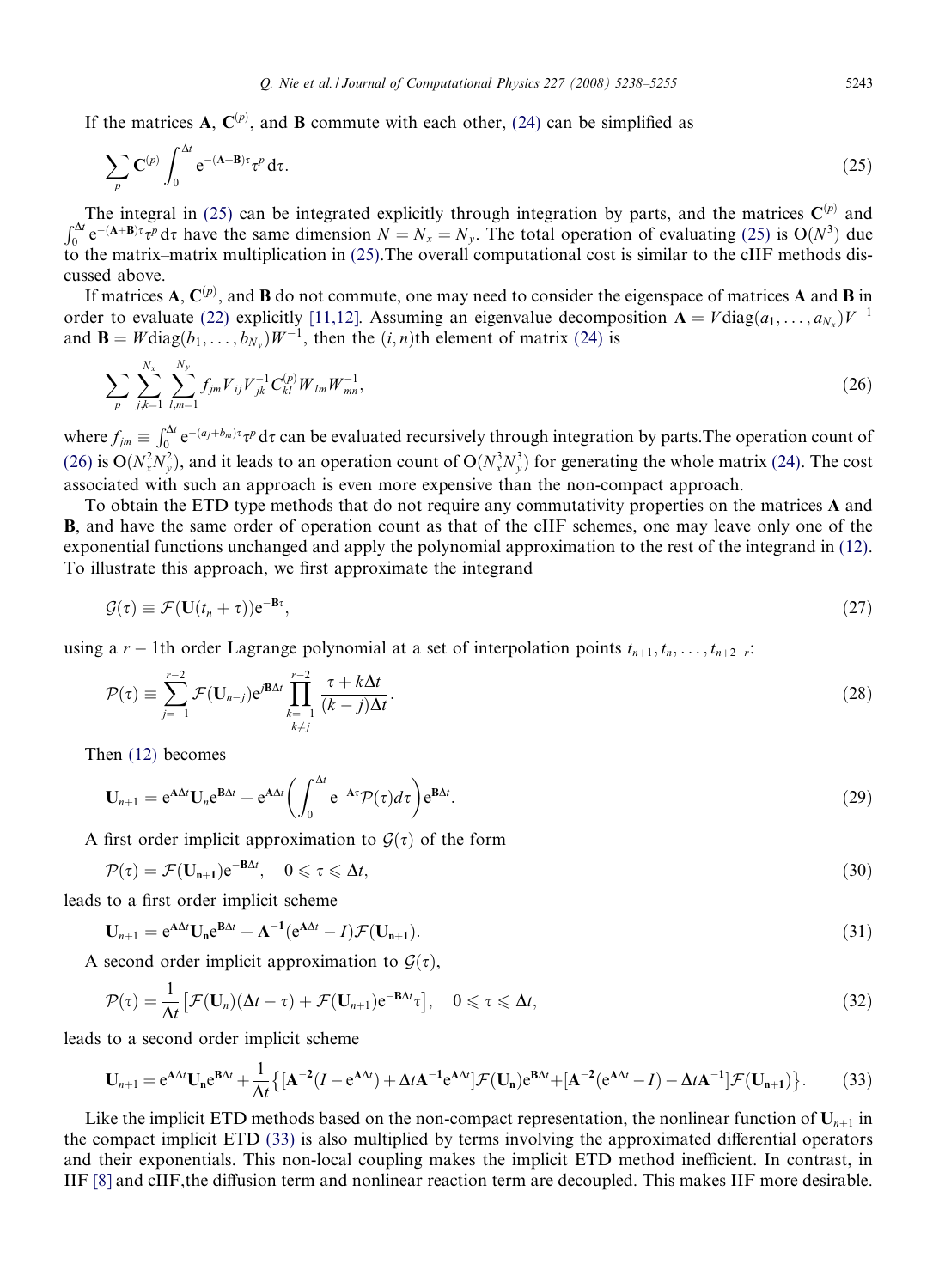If the matrices $\mathbf{A}$, $\mathbf{C}^{(p)}$, and $\mathbf{B}$ commute with each other, (24) can be simplified as

$$\sum_p \mathbf{C}^{(p)} \int_0^{\Delta t} \mathrm{e}^{-(\mathbf{A}+\mathbf{B})\tau} \tau^p \, \mathrm{d}\tau. \tag{25}$$

The integral in (25) can be integrated explicitly through integration by parts, and the matrices $\mathbf{C}^{(p)}$ and $\int_0^{\Delta t} \mathrm{e}^{-(\mathbf{A}+\mathbf{B})\tau}\tau^p \, \mathrm{d}\tau$ have the same dimension $N = N_x = N_y$. The total operation of evaluating (25) is $\mathrm{O}(N^3)$ due to the matrix–matrix multiplication in (25).The overall computational cost is similar to the cIIF methods discussed above.

If matrices $\mathbf{A}$, $\mathbf{C}^{(p)}$, and $\mathbf{B}$ do not commute, one may need to consider the eigenspace of matrices $\mathbf{A}$ and $\mathbf{B}$ in order to evaluate (22) explicitly [11,12]. Assuming an eigenvalue decomposition $\mathbf{A} = V \mathrm{diag}(a_1, \ldots, a_{N_x}) V^{-1}$ and $\mathbf{B} = W \mathrm{diag}(b_1, \ldots, b_{N_y}) W^{-1}$, then the $(i,n)$th element of matrix (24) is

$$\sum_p \sum_{j,k=1}^{N_x} \sum_{l,m=1}^{N_y} f_{jm} V_{ij} V_{jk}^{-1} C_{kl}^{(p)} W_{lm} W_{mn}^{-1}, \tag{26}$$

where $f_{jm} \equiv \int_0^{\Delta t} \mathrm{e}^{-(a_j+b_m)\tau}\tau^p \, \mathrm{d}\tau$ can be evaluated recursively through integration by parts.The operation count of (26) is $\mathrm{O}(N_x^2 N_y^2)$, and it leads to an operation count of $\mathrm{O}(N_x^3 N_y^3)$ for generating the whole matrix (24). The cost associated with such an approach is even more expensive than the non-compact approach.

To obtain the ETD type methods that do not require any commutativity properties on the matrices $\mathbf{A}$ and $\mathbf{B}$, and have the same order of operation count as that of the cIIF schemes, one may leave only one of the exponential functions unchanged and apply the polynomial approximation to the rest of the integrand in (12). To illustrate this approach, we first approximate the integrand

$$\mathcal{G}(\tau) \equiv \mathcal{F}(\mathbf{U}(t_n + \tau)) \mathrm{e}^{-\mathbf{B}\tau}, \tag{27}$$

using a $r-1$th order Lagrange polynomial at a set of interpolation points $t_{n+1}, t_n, \ldots, t_{n+2-r}$:

$$\mathcal{P}(\tau) \equiv \sum_{j=-1}^{r-2} \mathcal{F}(\mathbf{U}_{n-j}) \mathrm{e}^{j\mathbf{B}\Delta t} \prod_{\substack{k=-1 \\ k \neq j}}^{r-2} \frac{\tau + k\Delta t}{(k-j)\Delta t}. \tag{28}$$

Then (12) becomes

$$\mathbf{U}_{n+1} = \mathrm{e}^{\mathbf{A}\Delta t} \mathbf{U}_n \mathrm{e}^{\mathbf{B}\Delta t} + \mathrm{e}^{\mathbf{A}\Delta t} \left( \int_0^{\Delta t} \mathrm{e}^{-\mathbf{A}\tau} \mathcal{P}(\tau) d\tau \right) \mathrm{e}^{\mathbf{B}\Delta t}. \tag{29}$$

A first order implicit approximation to $\mathcal{G}(\tau)$ of the form

$$\mathcal{P}(\tau) = \mathcal{F}(\mathbf{U}_{\mathbf{n+1}}) \mathrm{e}^{-\mathbf{B}\Delta t}, \quad 0 \leqslant \tau \leqslant \Delta t, \tag{30}$$

leads to a first order implicit scheme

$$\mathbf{U}_{n+1} = \mathrm{e}^{\mathbf{A}\Delta t} \mathbf{U}_{\mathbf{n}} \mathrm{e}^{\mathbf{B}\Delta t} + \mathbf{A}^{-1}(\mathrm{e}^{\mathbf{A}\Delta t} - I) \mathcal{F}(\mathbf{U}_{\mathbf{n+1}}). \tag{31}$$

A second order implicit approximation to $\mathcal{G}(\tau)$,

$$\mathcal{P}(\tau) = \frac{1}{\Delta t} \left[ \mathcal{F}(\mathbf{U}_n)(\Delta t - \tau) + \mathcal{F}(\mathbf{U}_{n+1}) \mathrm{e}^{-\mathbf{B}\Delta t} \tau \right], \quad 0 \leqslant \tau \leqslant \Delta t, \tag{32}$$

leads to a second order implicit scheme

$$\mathbf{U}_{n+1} = \mathrm{e}^{\mathbf{A}\Delta t} \mathbf{U}_{\mathbf{n}} \mathrm{e}^{\mathbf{B}\Delta t} + \frac{1}{\Delta t} \left\{ [\mathbf{A}^{-2}(I - \mathrm{e}^{\mathbf{A}\Delta t}) + \Delta t \mathbf{A}^{-1} \mathrm{e}^{\mathbf{A}\Delta t}] \mathcal{F}(\mathbf{U}_{\mathbf{n}}) \mathrm{e}^{\mathbf{B}\Delta t} + [\mathbf{A}^{-2}(\mathrm{e}^{\mathbf{A}\Delta t} - I) - \Delta t \mathbf{A}^{-1}] \mathcal{F}(\mathbf{U}_{\mathbf{n+1}}) \right\}. \tag{33}$$

Like the implicit ETD methods based on the non-compact representation, the nonlinear function of $\mathbf{U}_{n+1}$ in the compact implicit ETD (33) is also multiplied by terms involving the approximated differential operators and their exponentials. This non-local coupling makes the implicit ETD method inefficient. In contrast, in IIF [8] and cIIF,the diffusion term and nonlinear reaction term are decoupled. This makes IIF more desirable.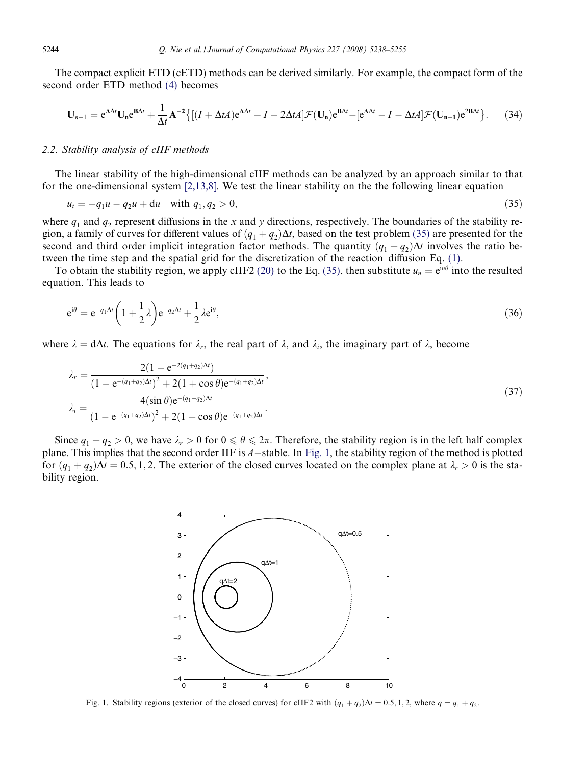The compact explicit ETD (cETD) methods can be derived similarly. For example, the compact form of the second order ETD method (4) becomes

$$\mathbf{U}_{n+1} = e^{\mathbf{A}\Delta t}\mathbf{U}_{\mathbf{n}}e^{\mathbf{B}\Delta t} + \frac{1}{\Delta t}\mathbf{A}^{-2}\left\{[(I+\Delta tA)e^{\mathbf{A}\Delta t} - I - 2\Delta tA]\mathcal{F}(\mathbf{U}_{\mathbf{n}})e^{\mathbf{B}\Delta t} - [e^{\mathbf{A}\Delta t} - I - \Delta tA]\mathcal{F}(\mathbf{U}_{\mathbf{n-1}})e^{2\mathbf{B}\Delta t}\right\}. \quad (34)$$

### 2.2. Stability analysis of cIIF methods

The linear stability of the high-dimensional cIIF methods can be analyzed by an approach similar to that for the one-dimensional system [2,13,8]. We test the linear stability on the the following linear equation

$$u_t = -q_1 u - q_2 u + \mathrm{d}u \quad \text{with } q_1, q_2 > 0, \quad (35)$$

where $q_1$ and $q_2$ represent diffusions in the $x$ and $y$ directions, respectively. The boundaries of the stability region, a family of curves for different values of $(q_1+q_2)\Delta t$, based on the test problem (35) are presented for the second and third order implicit integration factor methods. The quantity $(q_1+q_2)\Delta t$ involves the ratio between the time step and the spatial grid for the discretization of the reaction–diffusion Eq. (1).

To obtain the stability region, we apply cIIF2 (20) to the Eq. (35), then substitute $u_n = e^{in\theta}$ into the resulted equation. This leads to

$$e^{i\theta} = e^{-q_1\Delta t}\left(1 + \frac{1}{2}\lambda\right)e^{-q_2\Delta t} + \frac{1}{2}\lambda e^{i\theta}, \quad (36)$$

where $\lambda = \mathrm{d}\Delta t$. The equations for $\lambda_r$, the real part of $\lambda$, and $\lambda_i$, the imaginary part of $\lambda$, become

$$\begin{aligned}
\lambda_r &= \frac{2(1 - e^{-2(q_1+q_2)\Delta t})}{(1 - e^{-(q_1+q_2)\Delta t})^2 + 2(1+\cos\theta)e^{-(q_1+q_2)\Delta t}}, \\
\lambda_i &= \frac{4(\sin\theta)e^{-(q_1+q_2)\Delta t}}{(1 - e^{-(q_1+q_2)\Delta t})^2 + 2(1+\cos\theta)e^{-(q_1+q_2)\Delta t}}.
\end{aligned} \quad (37)$$

Since $q_1 + q_2 > 0$, we have $\lambda_r > 0$ for $0 \leqslant \theta \leqslant 2\pi$. Therefore, the stability region is in the left half complex plane. This implies that the second order IIF is $A$-stable. In Fig. 1, the stability region of the method is plotted for $(q_1+q_2)\Delta t = 0.5, 1, 2$. The exterior of the closed curves located on the complex plane at $\lambda_r > 0$ is the stability region.

Fig. 1. Stability regions (exterior of the closed curves) for cIIF2 with $(q_1+q_2)\Delta t = 0.5, 1, 2$, where $q = q_1 + q_2$.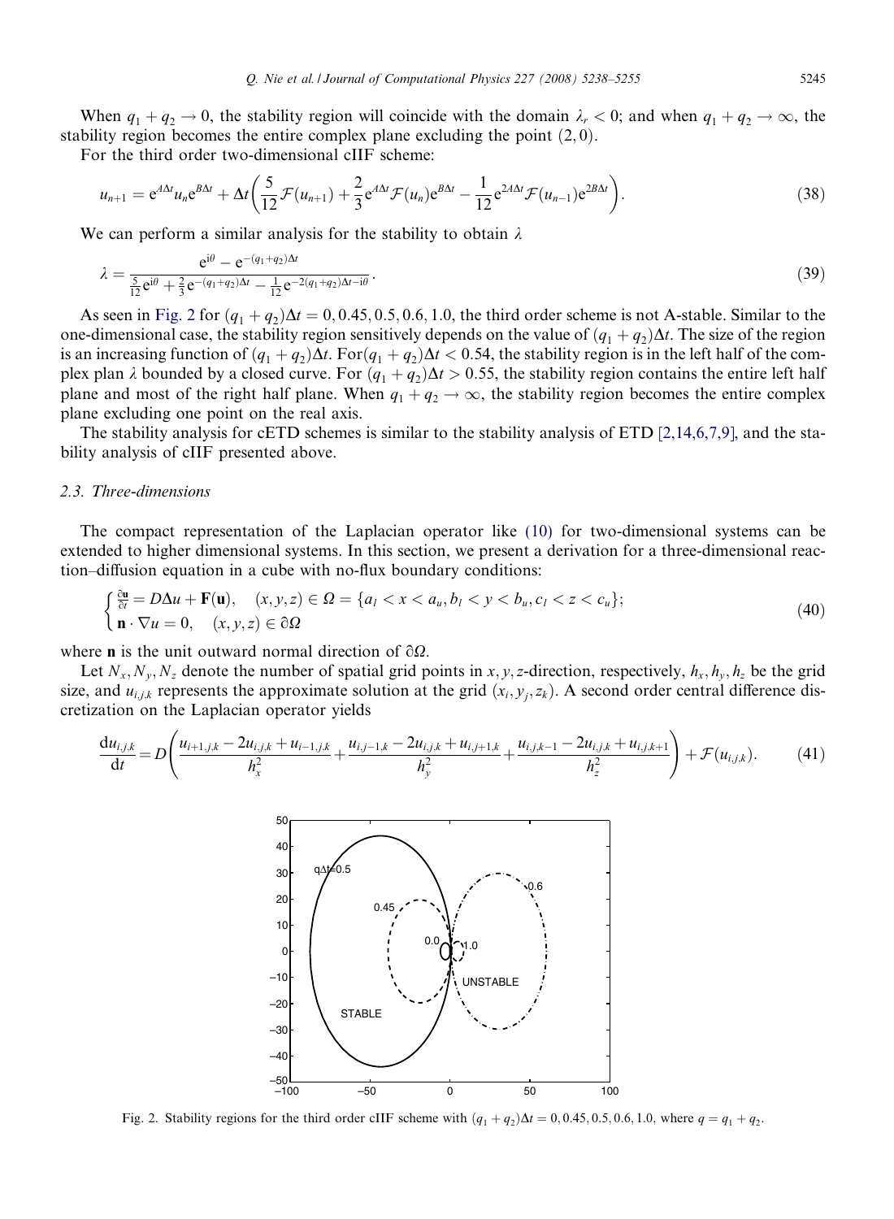When $q_1 + q_2 \to 0$, the stability region will coincide with the domain $\lambda_r < 0$; and when $q_1 + q_2 \to \infty$, the stability region becomes the entire complex plane excluding the point $(2, 0)$.

For the third order two-dimensional cIIF scheme:

$$u_{n+1} = e^{A\Delta t} u_n e^{B\Delta t} + \Delta t \left( \frac{5}{12} \mathcal{F}(u_{n+1}) + \frac{2}{3} e^{A\Delta t} \mathcal{F}(u_n) e^{B\Delta t} - \frac{1}{12} e^{2A\Delta t} \mathcal{F}(u_{n-1}) e^{2B\Delta t} \right). \tag{38}$$

We can perform a similar analysis for the stability to obtain $\lambda$

$$\lambda = \frac{e^{i\theta} - e^{-(q_1+q_2)\Delta t}}{\frac{5}{12} e^{i\theta} + \frac{2}{3} e^{-(q_1+q_2)\Delta t} - \frac{1}{12} e^{-2(q_1+q_2)\Delta t - i\theta}}. \tag{39}$$

As seen in Fig. 2 for $(q_1 + q_2)\Delta t = 0, 0.45, 0.5, 0.6, 1.0$, the third order scheme is not A-stable. Similar to the one-dimensional case, the stability region sensitively depends on the value of $(q_1 + q_2)\Delta t$. The size of the region is an increasing function of $(q_1 + q_2)\Delta t$. For$(q_1 + q_2)\Delta t < 0.54$, the stability region is in the left half of the complex plan $\lambda$ bounded by a closed curve. For $(q_1 + q_2)\Delta t > 0.55$, the stability region contains the entire left half plane and most of the right half plane. When $q_1 + q_2 \to \infty$, the stability region becomes the entire complex plane excluding one point on the real axis.

The stability analysis for cETD schemes is similar to the stability analysis of ETD [2,14,6,7,9], and the stability analysis of cIIF presented above.

### 2.3. Three-dimensions

The compact representation of the Laplacian operator like (10) for two-dimensional systems can be extended to higher dimensional systems. In this section, we present a derivation for a three-dimensional reaction–diffusion equation in a cube with no-flux boundary conditions:

$$\begin{cases} \frac{\partial \mathbf{u}}{\partial t} = D\Delta u + \mathbf{F}(\mathbf{u}), & (x,y,z) \in \Omega = \{a_l < x < a_u, b_l < y < b_u, c_l < z < c_u\}; \\ \mathbf{n} \cdot \nabla u = 0, & (x,y,z) \in \partial\Omega \end{cases} \tag{40}$$

where $\mathbf{n}$ is the unit outward normal direction of $\partial\Omega$.

Let $N_x, N_y, N_z$ denote the number of spatial grid points in $x, y, z$-direction, respectively, $h_x, h_y, h_z$ be the grid size, and $u_{i,j,k}$ represents the approximate solution at the grid $(x_i, y_j, z_k)$. A second order central difference discretization on the Laplacian operator yields

$$\frac{du_{i,j,k}}{dt} = D\left( \frac{u_{i+1,j,k} - 2u_{i,j,k} + u_{i-1,j,k}}{h_x^2} + \frac{u_{i,j-1,k} - 2u_{i,j,k} + u_{i,j+1,k}}{h_y^2} + \frac{u_{i,j,k-1} - 2u_{i,j,k} + u_{i,j,k+1}}{h_z^2} \right) + \mathcal{F}(u_{i,j,k}). \tag{41}$$

Fig. 2. Stability regions for the third order cIIF scheme with $(q_1 + q_2)\Delta t = 0, 0.45, 0.5, 0.6, 1.0$, where $q = q_1 + q_2$.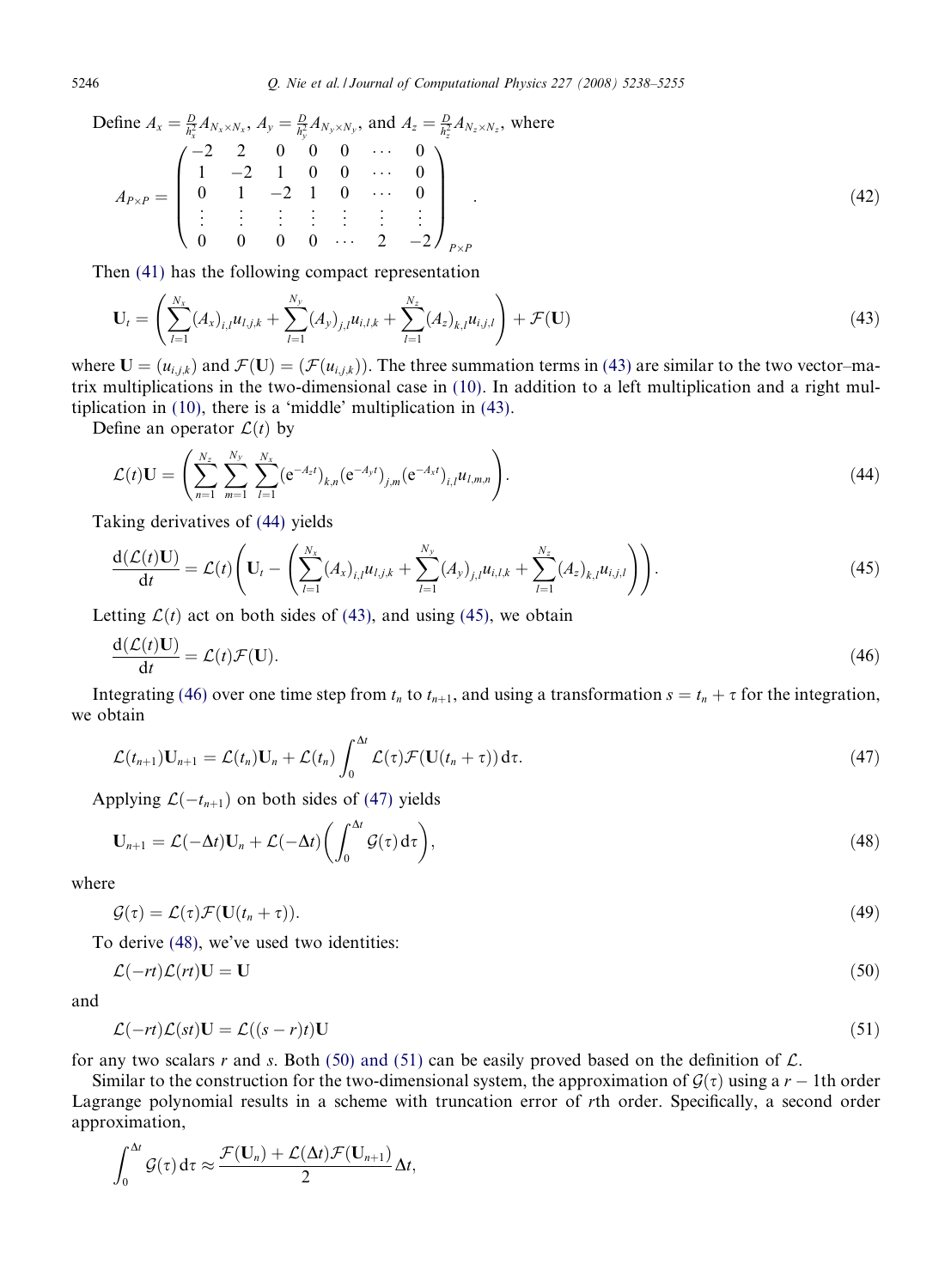Define $A_x = \frac{D}{h_x^2} A_{N_x \times N_x}$, $A_y = \frac{D}{h_y^2} A_{N_y \times N_y}$, and $A_z = \frac{D}{h_z^2} A_{N_z \times N_z}$, where

$$A_{P\times P} = \begin{pmatrix} -2 & 2 & 0 & 0 & 0 & \cdots & 0 \\ 1 & -2 & 1 & 0 & 0 & \cdots & 0 \\ 0 & 1 & -2 & 1 & 0 & \cdots & 0 \\ \vdots & \vdots & \vdots & \vdots & \vdots & \vdots & \vdots \\ 0 & 0 & 0 & 0 & \cdots & 2 & -2 \end{pmatrix}_{P\times P}. \tag{42}$$

Then (41) has the following compact representation

$$\mathbf{U}_t = \left( \sum_{l=1}^{N_x} (A_x)_{i,l} u_{l,j,k} + \sum_{l=1}^{N_y} (A_y)_{j,l} u_{i,l,k} + \sum_{l=1}^{N_z} (A_z)_{k,l} u_{i,j,l} \right) + \mathcal{F}(\mathbf{U}) \tag{43}$$

where $\mathbf{U} = (u_{i,j,k})$ and $\mathcal{F}(\mathbf{U}) = (\mathcal{F}(u_{i,j,k}))$. The three summation terms in (43) are similar to the two vector–matrix multiplications in the two-dimensional case in (10). In addition to a left multiplication and a right multiplication in (10), there is a 'middle' multiplication in (43).

Define an operator $\mathcal{L}(t)$ by

$$\mathcal{L}(t)\mathbf{U} = \left( \sum_{n=1}^{N_z} \sum_{m=1}^{N_y} \sum_{l=1}^{N_x} (e^{-A_z t})_{k,n} (e^{-A_y t})_{j,m} (e^{-A_x t})_{i,l} u_{l,m,n} \right). \tag{44}$$

Taking derivatives of (44) yields

$$\frac{d(\mathcal{L}(t)\mathbf{U})}{dt} = \mathcal{L}(t) \left( \mathbf{U}_t - \left( \sum_{l=1}^{N_x} (A_x)_{i,l} u_{l,j,k} + \sum_{l=1}^{N_y} (A_y)_{j,l} u_{i,l,k} + \sum_{l=1}^{N_z} (A_z)_{k,l} u_{i,j,l} \right) \right). \tag{45}$$

Letting $\mathcal{L}(t)$ act on both sides of (43), and using (45), we obtain

$$\frac{d(\mathcal{L}(t)\mathbf{U})}{dt} = \mathcal{L}(t)\mathcal{F}(\mathbf{U}). \tag{46}$$

Integrating (46) over one time step from $t_n$ to $t_{n+1}$, and using a transformation $s = t_n + \tau$ for the integration, we obtain

$$\mathcal{L}(t_{n+1})\mathbf{U}_{n+1} = \mathcal{L}(t_n)\mathbf{U}_n + \mathcal{L}(t_n) \int_0^{\Delta t} \mathcal{L}(\tau)\mathcal{F}(\mathbf{U}(t_n + \tau))\, d\tau. \tag{47}$$

Applying $\mathcal{L}(-t_{n+1})$ on both sides of (47) yields

$$\mathbf{U}_{n+1} = \mathcal{L}(-\Delta t)\mathbf{U}_n + \mathcal{L}(-\Delta t) \left( \int_0^{\Delta t} \mathcal{G}(\tau)\, d\tau \right), \tag{48}$$

where

$$\mathcal{G}(\tau) = \mathcal{L}(\tau)\mathcal{F}(\mathbf{U}(t_n + \tau)). \tag{49}$$

To derive (48), we've used two identities:

$$\mathcal{L}(-rt)\mathcal{L}(rt)\mathbf{U} = \mathbf{U} \tag{50}$$

and

$$\mathcal{L}(-rt)\mathcal{L}(st)\mathbf{U} = \mathcal{L}((s - r)t)\mathbf{U} \tag{51}$$

for any two scalars $r$ and $s$. Both (50) and (51) can be easily proved based on the definition of $\mathcal{L}$.

Similar to the construction for the two-dimensional system, the approximation of $\mathcal{G}(\tau)$ using a $r-1$th order Lagrange polynomial results in a scheme with truncation error of $r$th order. Specifically, a second order approximation,

$$\int_0^{\Delta t} \mathcal{G}(\tau)\, d\tau \approx \frac{\mathcal{F}(\mathbf{U}_n) + \mathcal{L}(\Delta t)\mathcal{F}(\mathbf{U}_{n+1})}{2} \Delta t,$$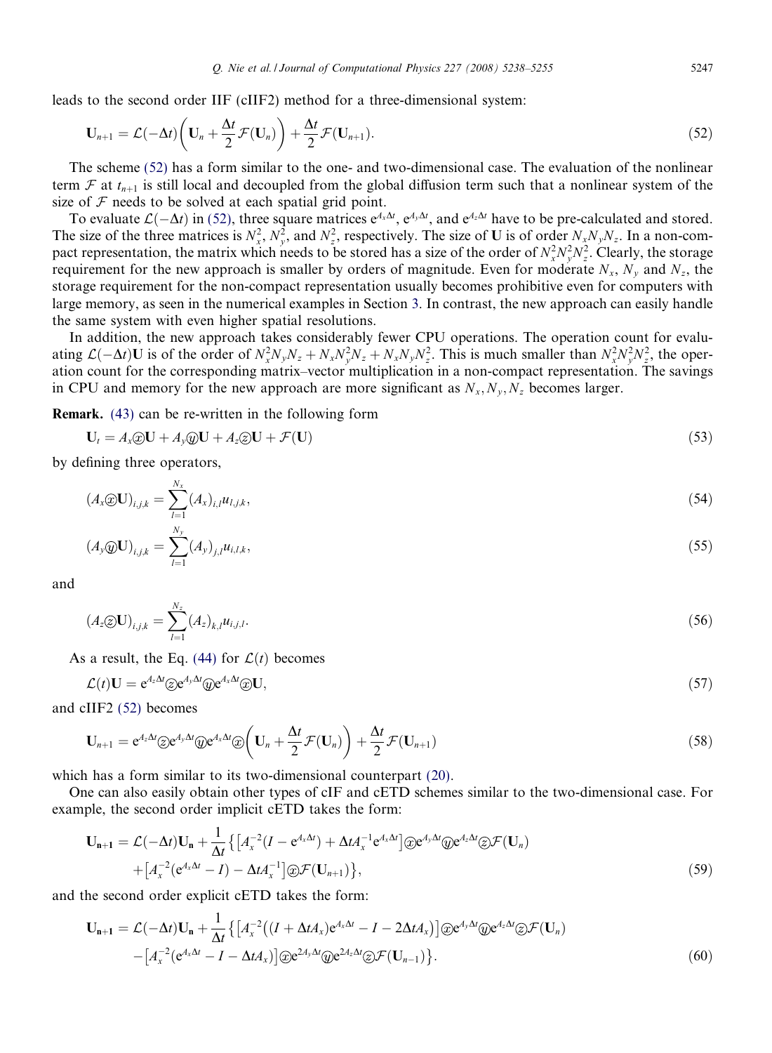leads to the second order IIF (cIIF2) method for a three-dimensional system:

$$\mathbf{U}_{n+1} = \mathcal{L}(-\Delta t)\left(\mathbf{U}_n + \frac{\Delta t}{2}\mathcal{F}(\mathbf{U}_n)\right) + \frac{\Delta t}{2}\mathcal{F}(\mathbf{U}_{n+1}). \tag{52}$$

The scheme (52) has a form similar to the one- and two-dimensional case. The evaluation of the nonlinear term $\mathcal{F}$ at $t_{n+1}$ is still local and decoupled from the global diffusion term such that a nonlinear system of the size of $\mathcal{F}$ needs to be solved at each spatial grid point.

To evaluate $\mathcal{L}(-\Delta t)$ in (52), three square matrices $e^{A_x\Delta t}$, $e^{A_y\Delta t}$, and $e^{A_z\Delta t}$ have to be pre-calculated and stored. The size of the three matrices is $N_x^2$, $N_y^2$, and $N_z^2$, respectively. The size of $\mathbf{U}$ is of order $N_xN_yN_z$. In a non-compact representation, the matrix which needs to be stored has a size of the order of $N_x^2N_y^2N_z^2$. Clearly, the storage requirement for the new approach is smaller by orders of magnitude. Even for moderate $N_x$, $N_y$ and $N_z$, the storage requirement for the non-compact representation usually becomes prohibitive even for computers with large memory, as seen in the numerical examples in Section 3. In contrast, the new approach can easily handle the same system with even higher spatial resolutions.

In addition, the new approach takes considerably fewer CPU operations. The operation count for evaluating $\mathcal{L}(-\Delta t)\mathbf{U}$ is of the order of $N_x^2N_yN_z + N_xN_y^2N_z + N_xN_yN_z^2$. This is much smaller than $N_x^2N_y^2N_z^2$, the operation count for the corresponding matrix–vector multiplication in a non-compact representation. The savings in CPU and memory for the new approach are more significant as $N_x, N_y, N_z$ becomes larger.

**Remark.** (43) can be re-written in the following form

$$\mathbf{U}_t = A_x \textcircled{x} \mathbf{U} + A_y \textcircled{y} \mathbf{U} + A_z \textcircled{z} \mathbf{U} + \mathcal{F}(\mathbf{U}) \tag{53}$$

by defining three operators,

$$(A_x \textcircled{x} \mathbf{U})_{i,j,k} = \sum_{l=1}^{N_x} (A_x)_{i,l} u_{l,j,k}, \tag{54}$$

$$(A_y \textcircled{y} \mathbf{U})_{i,j,k} = \sum_{l=1}^{N_y} (A_y)_{j,l} u_{i,l,k}, \tag{55}$$

and

$$(A_z \textcircled{z} \mathbf{U})_{i,j,k} = \sum_{l=1}^{N_z} (A_z)_{k,l} u_{i,j,l}. \tag{56}$$

As a result, the Eq. (44) for $\mathcal{L}(t)$ becomes

$$\mathcal{L}(t)\mathbf{U} = e^{A_z\Delta t} \textcircled{z} e^{A_y\Delta t} \textcircled{y} e^{A_x\Delta t} \textcircled{x} \mathbf{U}, \tag{57}$$

and cIIF2 (52) becomes

$$\mathbf{U}_{n+1} = e^{A_z\Delta t} \textcircled{z} e^{A_y\Delta t} \textcircled{y} e^{A_x\Delta t} \textcircled{x} \left(\mathbf{U}_n + \frac{\Delta t}{2}\mathcal{F}(\mathbf{U}_n)\right) + \frac{\Delta t}{2}\mathcal{F}(\mathbf{U}_{n+1}) \tag{58}$$

which has a form similar to its two-dimensional counterpart (20).

One can also easily obtain other types of cIF and cETD schemes similar to the two-dimensional case. For example, the second order implicit cETD takes the form:

$$\begin{aligned}\mathbf{U}_{n+1} = \mathcal{L}(-\Delta t)\mathbf{U}_n + \frac{1}{\Delta t}\Big\{&\left[A_x^{-2}(I - e^{A_x\Delta t}) + \Delta t A_x^{-1} e^{A_x\Delta t}\right] \textcircled{x} e^{A_y\Delta t} \textcircled{y} e^{A_z\Delta t} \textcircled{z} \mathcal{F}(\mathbf{U}_n) \\ &+ \left[A_x^{-2}(e^{A_x\Delta t} - I) - \Delta t A_x^{-1}\right] \textcircled{x} \mathcal{F}(\mathbf{U}_{n+1})\Big\},\end{aligned} \tag{59}$$

and the second order explicit cETD takes the form:

$$\begin{aligned}\mathbf{U}_{n+1} = \mathcal{L}(-\Delta t)\mathbf{U}_n + \frac{1}{\Delta t}\Big\{&\left[A_x^{-2}\left((I + \Delta t A_x)e^{A_x\Delta t} - I - 2\Delta t A_x\right)\right] \textcircled{x} e^{A_y\Delta t} \textcircled{y} e^{A_z\Delta t} \textcircled{z} \mathcal{F}(\mathbf{U}_n) \\ &- \left[A_x^{-2}(e^{A_x\Delta t} - I - \Delta t A_x)\right] \textcircled{x} e^{2A_y\Delta t} \textcircled{y} e^{2A_z\Delta t} \textcircled{z} \mathcal{F}(\mathbf{U}_{n-1})\Big\}.\end{aligned} \tag{60}$$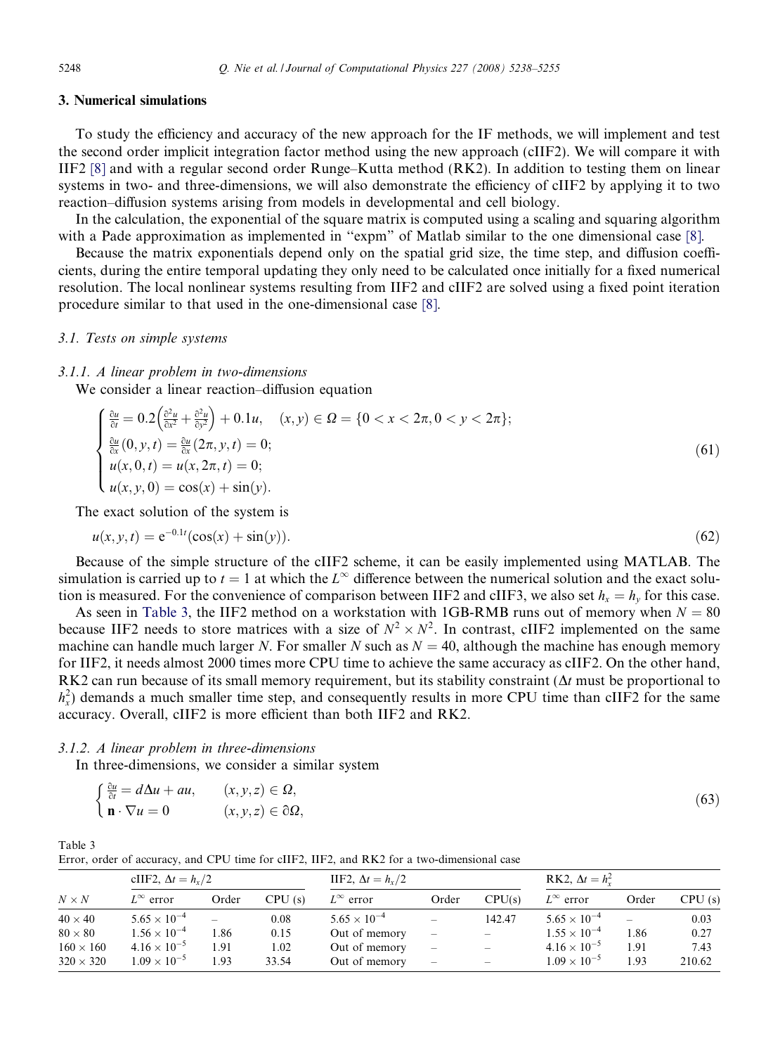## 3. Numerical simulations

To study the efficiency and accuracy of the new approach for the IF methods, we will implement and test the second order implicit integration factor method using the new approach (cIIF2). We will compare it with IIF2 [8] and with a regular second order Runge–Kutta method (RK2). In addition to testing them on linear systems in two- and three-dimensions, we will also demonstrate the efficiency of cIIF2 by applying it to two reaction–diffusion systems arising from models in developmental and cell biology.

In the calculation, the exponential of the square matrix is computed using a scaling and squaring algorithm with a Pade approximation as implemented in "expm" of Matlab similar to the one dimensional case [8].

Because the matrix exponentials depend only on the spatial grid size, the time step, and diffusion coefficients, during the entire temporal updating they only need to be calculated once initially for a fixed numerical resolution. The local nonlinear systems resulting from IIF2 and cIIF2 are solved using a fixed point iteration procedure similar to that used in the one-dimensional case [8].

### 3.1. Tests on simple systems

#### 3.1.1. A linear problem in two-dimensions

We consider a linear reaction–diffusion equation

$$
\begin{cases}
\frac{\partial u}{\partial t} = 0.2\left(\frac{\partial^2 u}{\partial x^2} + \frac{\partial^2 u}{\partial y^2}\right) + 0.1u, \quad (x,y) \in \Omega = \{0 < x < 2\pi, 0 < y < 2\pi\}; \\
\frac{\partial u}{\partial x}(0,y,t) = \frac{\partial u}{\partial x}(2\pi,y,t) = 0; \\
u(x,0,t) = u(x,2\pi,t) = 0; \\
u(x,y,0) = \cos(x) + \sin(y).
\end{cases}
\tag{61}
$$

The exact solution of the system is

$$
u(x,y,t) = \mathrm{e}^{-0.1t}(\cos(x) + \sin(y)). \tag{62}
$$

Because of the simple structure of the cIIF2 scheme, it can be easily implemented using MATLAB. The simulation is carried up to $t = 1$ at which the $L^\infty$ difference between the numerical solution and the exact solution is measured. For the convenience of comparison between IIF2 and cIIF3, we also set $h_x = h_y$ for this case.

As seen in Table 3, the IIF2 method on a workstation with 1GB-RMB runs out of memory when $N = 80$ because IIF2 needs to store matrices with a size of $N^2 \times N^2$. In contrast, cIIF2 implemented on the same machine can handle much larger $N$. For smaller $N$ such as $N = 40$, although the machine has enough memory for IIF2, it needs almost 2000 times more CPU time to achieve the same accuracy as cIIF2. On the other hand, RK2 can run because of its small memory requirement, but its stability constraint ($\Delta t$ must be proportional to $h_x^2$) demands a much smaller time step, and consequently results in more CPU time than cIIF2 for the same accuracy. Overall, cIIF2 is more efficient than both IIF2 and RK2.

#### 3.1.2. A linear problem in three-dimensions

In three-dimensions, we consider a similar system

$$
\begin{cases}
\frac{\partial u}{\partial t} = d\Delta u + au, \qquad (x,y,z) \in \Omega, \\
\mathbf{n} \cdot \nabla u = 0 \qquad\quad (x,y,z) \in \partial\Omega,
\end{cases}
\tag{63}
$$

Table 3
Error, order of accuracy, and CPU time for cIIF2, IIF2, and RK2 for a two-dimensional case

| | cIIF2, $\Delta t = h_x/2$ | | | IIF2, $\Delta t = h_x/2$ | | | RK2, $\Delta t = h_x^2$ | | |
|---|---|---|---|---|---|---|---|---|---|
| $N \times N$ | $L^\infty$ error | Order | CPU (s) | $L^\infty$ error | Order | CPU(s) | $L^\infty$ error | Order | CPU (s) |
| $40 \times 40$ | $5.65 \times 10^{-4}$ | – | 0.08 | $5.65 \times 10^{-4}$ | – | 142.47 | $5.65 \times 10^{-4}$ | – | 0.03 |
| $80 \times 80$ | $1.56 \times 10^{-4}$ | 1.86 | 0.15 | Out of memory | – | – | $1.55 \times 10^{-4}$ | 1.86 | 0.27 |
| $160 \times 160$ | $4.16 \times 10^{-5}$ | 1.91 | 1.02 | Out of memory | – | – | $4.16 \times 10^{-5}$ | 1.91 | 7.43 |
| $320 \times 320$ | $1.09 \times 10^{-5}$ | 1.93 | 33.54 | Out of memory | – | – | $1.09 \times 10^{-5}$ | 1.93 | 210.62 |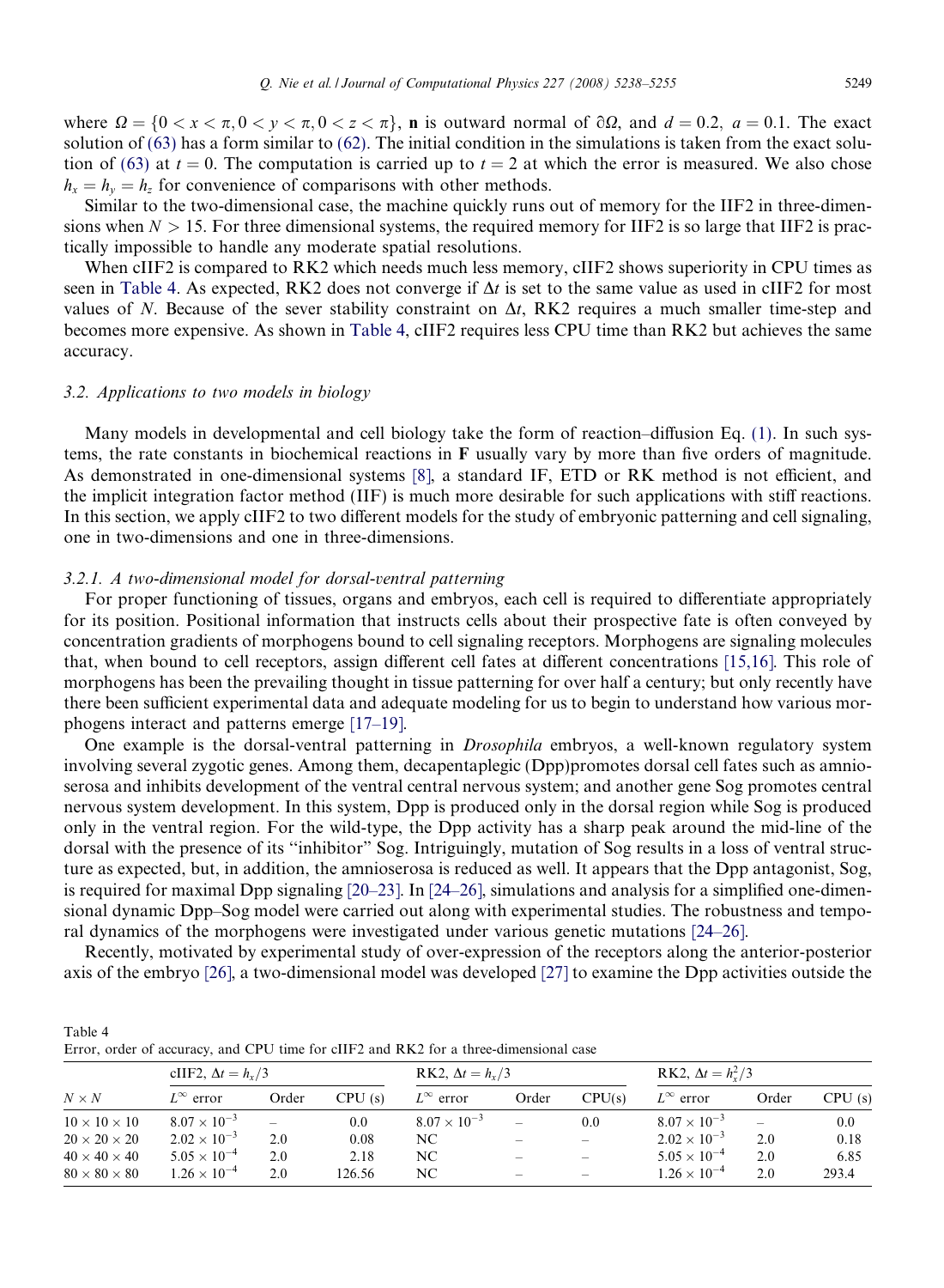where $\Omega = \{0 < x < \pi, 0 < y < \pi, 0 < z < \pi\}$, $\mathbf{n}$ is outward normal of $\partial\Omega$, and $d = 0.2$, $a = 0.1$. The exact solution of (63) has a form similar to (62). The initial condition in the simulations is taken from the exact solution of (63) at $t = 0$. The computation is carried up to $t = 2$ at which the error is measured. We also chose $h_x = h_y = h_z$ for convenience of comparisons with other methods.

Similar to the two-dimensional case, the machine quickly runs out of memory for the IIF2 in three-dimensions when $N > 15$. For three dimensional systems, the required memory for IIF2 is so large that IIF2 is practically impossible to handle any moderate spatial resolutions.

When cIIF2 is compared to RK2 which needs much less memory, cIIF2 shows superiority in CPU times as seen in Table 4. As expected, RK2 does not converge if $\Delta t$ is set to the same value as used in cIIF2 for most values of $N$. Because of the sever stability constraint on $\Delta t$, RK2 requires a much smaller time-step and becomes more expensive. As shown in Table 4, cIIF2 requires less CPU time than RK2 but achieves the same accuracy.

### 3.2. Applications to two models in biology

Many models in developmental and cell biology take the form of reaction–diffusion Eq. (1). In such systems, the rate constants in biochemical reactions in $\mathbf{F}$ usually vary by more than five orders of magnitude. As demonstrated in one-dimensional systems [8], a standard IF, ETD or RK method is not efficient, and the implicit integration factor method (IIF) is much more desirable for such applications with stiff reactions. In this section, we apply cIIF2 to two different models for the study of embryonic patterning and cell signaling, one in two-dimensions and one in three-dimensions.

#### 3.2.1. A two-dimensional model for dorsal-ventral patterning

For proper functioning of tissues, organs and embryos, each cell is required to differentiate appropriately for its position. Positional information that instructs cells about their prospective fate is often conveyed by concentration gradients of morphogens bound to cell signaling receptors. Morphogens are signaling molecules that, when bound to cell receptors, assign different cell fates at different concentrations [15,16]. This role of morphogens has been the prevailing thought in tissue patterning for over half a century; but only recently have there been sufficient experimental data and adequate modeling for us to begin to understand how various morphogens interact and patterns emerge [17–19].

One example is the dorsal-ventral patterning in *Drosophila* embryos, a well-known regulatory system involving several zygotic genes. Among them, decapentaplegic (Dpp)promotes dorsal cell fates such as amnioserosa and inhibits development of the ventral central nervous system; and another gene Sog promotes central nervous system development. In this system, Dpp is produced only in the dorsal region while Sog is produced only in the ventral region. For the wild-type, the Dpp activity has a sharp peak around the mid-line of the dorsal with the presence of its "inhibitor" Sog. Intriguingly, mutation of Sog results in a loss of ventral structure as expected, but, in addition, the amnioserosa is reduced as well. It appears that the Dpp antagonist, Sog, is required for maximal Dpp signaling [20–23]. In [24–26], simulations and analysis for a simplified one-dimensional dynamic Dpp–Sog model were carried out along with experimental studies. The robustness and temporal dynamics of the morphogens were investigated under various genetic mutations [24–26].

Recently, motivated by experimental study of over-expression of the receptors along the anterior-posterior axis of the embryo [26], a two-dimensional model was developed [27] to examine the Dpp activities outside the

Table 4
Error, order of accuracy, and CPU time for cIIF2 and RK2 for a three-dimensional case

| | cIIF2, $\Delta t = h_x/3$ | | | RK2, $\Delta t = h_x/3$ | | | RK2, $\Delta t = h_x^2/3$ | | |
|---|---|---|---|---|---|---|---|---|---|
| $N \times N$ | $L^\infty$ error | Order | CPU (s) | $L^\infty$ error | Order | CPU(s) | $L^\infty$ error | Order | CPU (s) |
| $10 \times 10 \times 10$ | $8.07 \times 10^{-3}$ | – | 0.0 | $8.07 \times 10^{-3}$ | – | 0.0 | $8.07 \times 10^{-3}$ | – | 0.0 |
| $20 \times 20 \times 20$ | $2.02 \times 10^{-3}$ | 2.0 | 0.08 | NC | – | – | $2.02 \times 10^{-3}$ | 2.0 | 0.18 |
| $40 \times 40 \times 40$ | $5.05 \times 10^{-4}$ | 2.0 | 2.18 | NC | – | – | $5.05 \times 10^{-4}$ | 2.0 | 6.85 |
| $80 \times 80 \times 80$ | $1.26 \times 10^{-4}$ | 2.0 | 126.56 | NC | – | – | $1.26 \times 10^{-4}$ | 2.0 | 293.4 |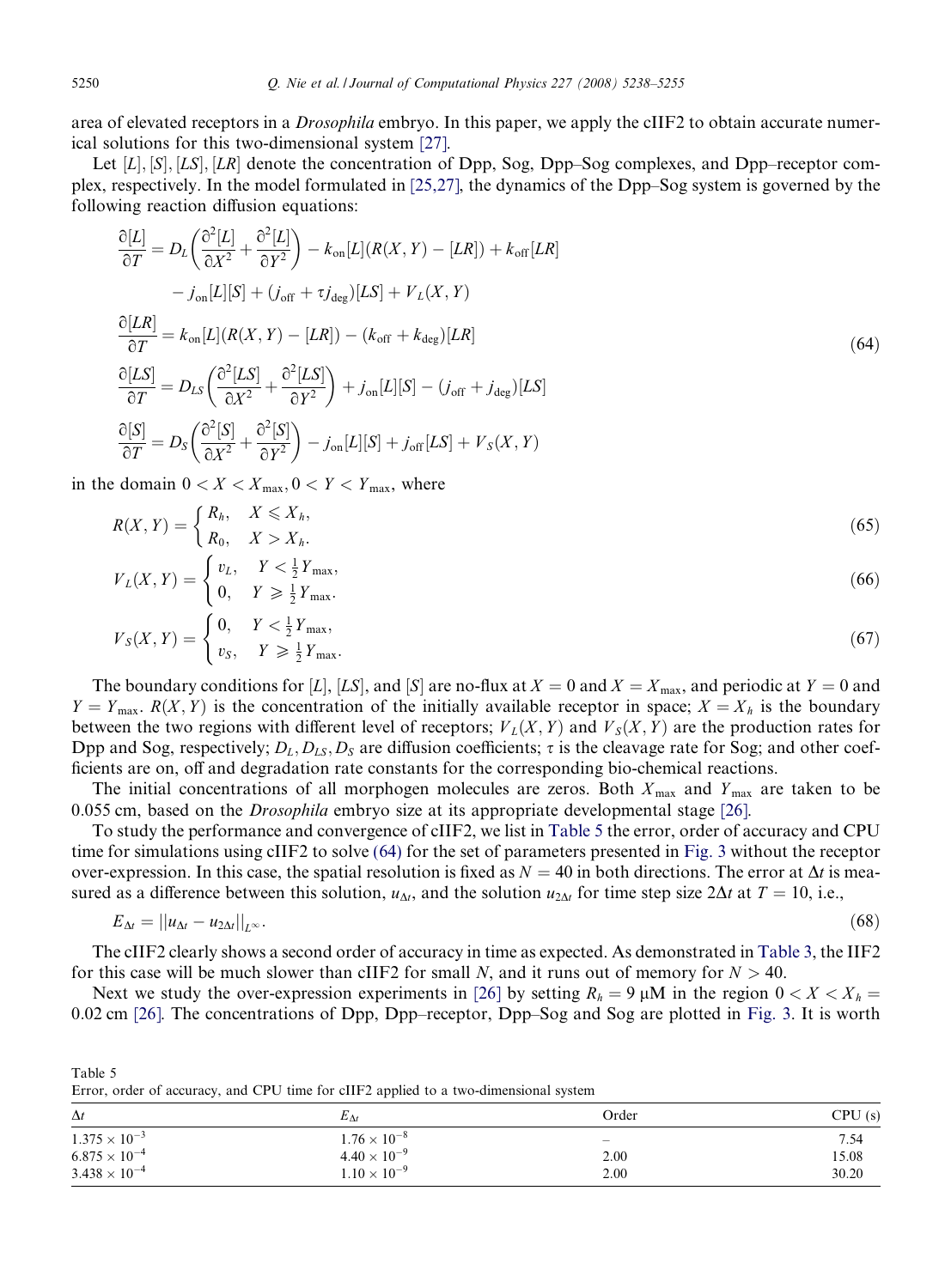area of elevated receptors in a *Drosophila* embryo. In this paper, we apply the cIIF2 to obtain accurate numerical solutions for this two-dimensional system [27].

Let $[L], [S], [LS], [LR]$ denote the concentration of Dpp, Sog, Dpp–Sog complexes, and Dpp–receptor complex, respectively. In the model formulated in [25,27], the dynamics of the Dpp–Sog system is governed by the following reaction diffusion equations:

$$
\begin{aligned}
\frac{\partial [L]}{\partial T} &= D_L\left(\frac{\partial^2 [L]}{\partial X^2} + \frac{\partial^2 [L]}{\partial Y^2}\right) - k_{\mathrm{on}}[L](R(X,Y) - [LR]) + k_{\mathrm{off}}[LR] \\
&\quad - j_{\mathrm{on}}[L][S] + (j_{\mathrm{off}} + \tau j_{\mathrm{deg}})[LS] + V_L(X,Y) \\
\frac{\partial [LR]}{\partial T} &= k_{\mathrm{on}}[L](R(X,Y) - [LR]) - (k_{\mathrm{off}} + k_{\mathrm{deg}})[LR] \\
\frac{\partial [LS]}{\partial T} &= D_{LS}\left(\frac{\partial^2 [LS]}{\partial X^2} + \frac{\partial^2 [LS]}{\partial Y^2}\right) + j_{\mathrm{on}}[L][S] - (j_{\mathrm{off}} + j_{\mathrm{deg}})[LS] \\
\frac{\partial [S]}{\partial T} &= D_S\left(\frac{\partial^2 [S]}{\partial X^2} + \frac{\partial^2 [S]}{\partial Y^2}\right) - j_{\mathrm{on}}[L][S] + j_{\mathrm{off}}[LS] + V_S(X,Y)
\end{aligned}
\tag{64}
$$

in the domain $0 < X < X_{\max}, 0 < Y < Y_{\max}$, where

$$
R(X,Y) = \begin{cases} R_h, & X \leqslant X_h, \\ R_0, & X > X_h. \end{cases} \tag{65}
$$

$$
V_L(X,Y) = \begin{cases} v_L, & Y < \frac{1}{2}Y_{\max}, \\ 0, & Y \geqslant \frac{1}{2}Y_{\max}. \end{cases} \tag{66}
$$

$$
V_S(X,Y) = \begin{cases} 0, & Y < \frac{1}{2}Y_{\max}, \\ v_S, & Y \geqslant \frac{1}{2}Y_{\max}. \end{cases} \tag{67}
$$

The boundary conditions for $[L]$, $[LS]$, and $[S]$ are no-flux at $X = 0$ and $X = X_{\max}$, and periodic at $Y = 0$ and $Y = Y_{\max}$. $R(X,Y)$ is the concentration of the initially available receptor in space; $X = X_h$ is the boundary between the two regions with different level of receptors; $V_L(X,Y)$ and $V_S(X,Y)$ are the production rates for Dpp and Sog, respectively; $D_L, D_{LS}, D_S$ are diffusion coefficients; $\tau$ is the cleavage rate for Sog; and other coefficients are on, off and degradation rate constants for the corresponding bio-chemical reactions.

The initial concentrations of all morphogen molecules are zeros. Both $X_{\max}$ and $Y_{\max}$ are taken to be 0.055 cm, based on the *Drosophila* embryo size at its appropriate developmental stage [26].

To study the performance and convergence of cIIF2, we list in Table 5 the error, order of accuracy and CPU time for simulations using cIIF2 to solve (64) for the set of parameters presented in Fig. 3 without the receptor over-expression. In this case, the spatial resolution is fixed as $N = 40$ in both directions. The error at $\Delta t$ is measured as a difference between this solution, $u_{\Delta t}$, and the solution $u_{2\Delta t}$ for time step size $2\Delta t$ at $T = 10$, i.e.,

$$
E_{\Delta t} = \|u_{\Delta t} - u_{2\Delta t}\|_{L^\infty}. \tag{68}
$$

The cIIF2 clearly shows a second order of accuracy in time as expected. As demonstrated in Table 3, the IIF2 for this case will be much slower than cIIF2 for small $N$, and it runs out of memory for $N > 40$.

Next we study the over-expression experiments in [26] by setting $R_h = 9\ \mu\mathrm{M}$ in the region $0 < X < X_h = 0.02$ cm [26]. The concentrations of Dpp, Dpp–receptor, Dpp–Sog and Sog are plotted in Fig. 3. It is worth

Table 5
Error, order of accuracy, and CPU time for cIIF2 applied to a two-dimensional system

| $\Delta t$ | $E_{\Delta t}$ | Order | CPU (s) |
|---|---|---|---|
| $1.375 \times 10^{-3}$ | $1.76 \times 10^{-8}$ | – | 7.54 |
| $6.875 \times 10^{-4}$ | $4.40 \times 10^{-9}$ | 2.00 | 15.08 |
| $3.438 \times 10^{-4}$ | $1.10 \times 10^{-9}$ | 2.00 | 30.20 |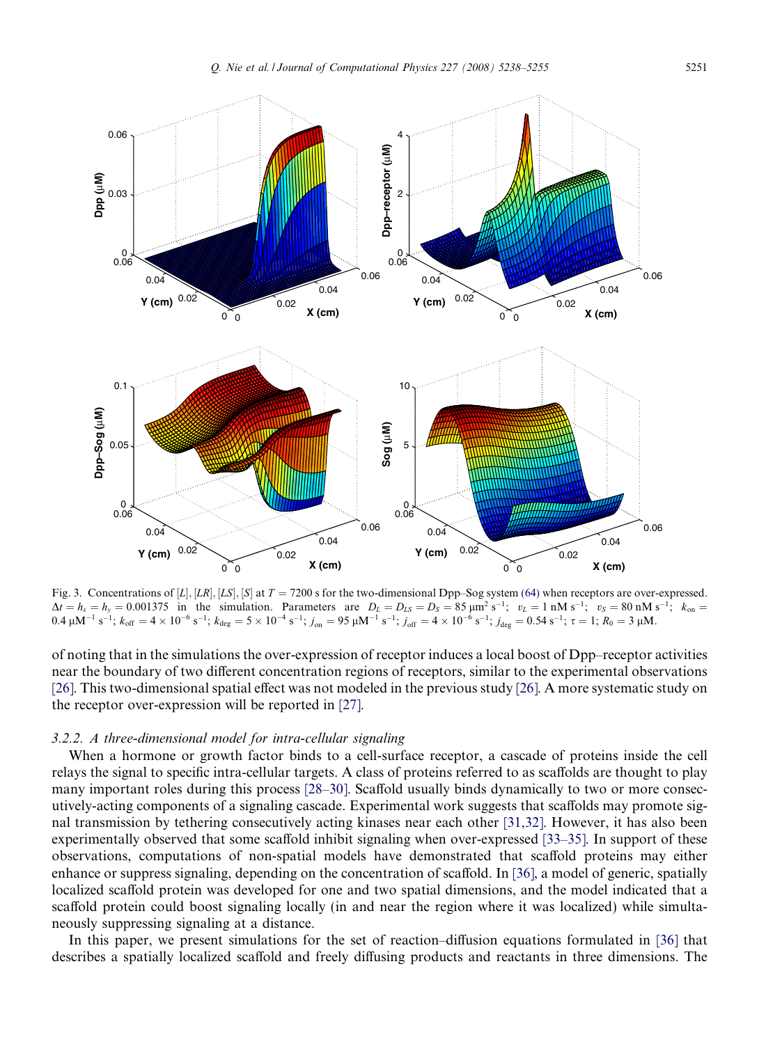Fig. 3. Concentrations of $[L]$, $[LR]$, $[LS]$, $[S]$ at $T = 7200$ s for the two-dimensional Dpp–Sog system (64) when receptors are over-expressed. $\Delta t = h_x = h_y = 0.001375$ in the simulation. Parameters are $D_L = D_{LS} = D_S = 85\ \mu\text{m}^2\ \text{s}^{-1}$; $v_L = 1\ \text{nM s}^{-1}$; $v_S = 80\ \text{nM s}^{-1}$; $k_{\text{on}} = 0.4\ \mu\text{M}^{-1}\ \text{s}^{-1}$; $k_{\text{off}} = 4 \times 10^{-6}\ \text{s}^{-1}$; $k_{\text{deg}} = 5 \times 10^{-4}\ \text{s}^{-1}$; $j_{\text{on}} = 95\ \mu\text{M}^{-1}\ \text{s}^{-1}$; $j_{\text{off}} = 4 \times 10^{-6}\ \text{s}^{-1}$; $j_{\text{deg}} = 0.54\ \text{s}^{-1}$; $\tau = 1$; $R_0 = 3\ \mu\text{M}$.

of noting that in the simulations the over-expression of receptor induces a local boost of Dpp–receptor activities near the boundary of two different concentration regions of receptors, similar to the experimental observations [26]. This two-dimensional spatial effect was not modeled in the previous study [26]. A more systematic study on the receptor over-expression will be reported in [27].

### 3.2.2. A three-dimensional model for intra-cellular signaling

When a hormone or growth factor binds to a cell-surface receptor, a cascade of proteins inside the cell relays the signal to specific intra-cellular targets. A class of proteins referred to as scaffolds are thought to play many important roles during this process [28–30]. Scaffold usually binds dynamically to two or more consecutively-acting components of a signaling cascade. Experimental work suggests that scaffolds may promote signal transmission by tethering consecutively acting kinases near each other [31,32]. However, it has also been experimentally observed that some scaffold inhibit signaling when over-expressed [33–35]. In support of these observations, computations of non-spatial models have demonstrated that scaffold proteins may either enhance or suppress signaling, depending on the concentration of scaffold. In [36], a model of generic, spatially localized scaffold protein was developed for one and two spatial dimensions, and the model indicated that a scaffold protein could boost signaling locally (in and near the region where it was localized) while simultaneously suppressing signaling at a distance.

In this paper, we present simulations for the set of reaction–diffusion equations formulated in [36] that describes a spatially localized scaffold and freely diffusing products and reactants in three dimensions. The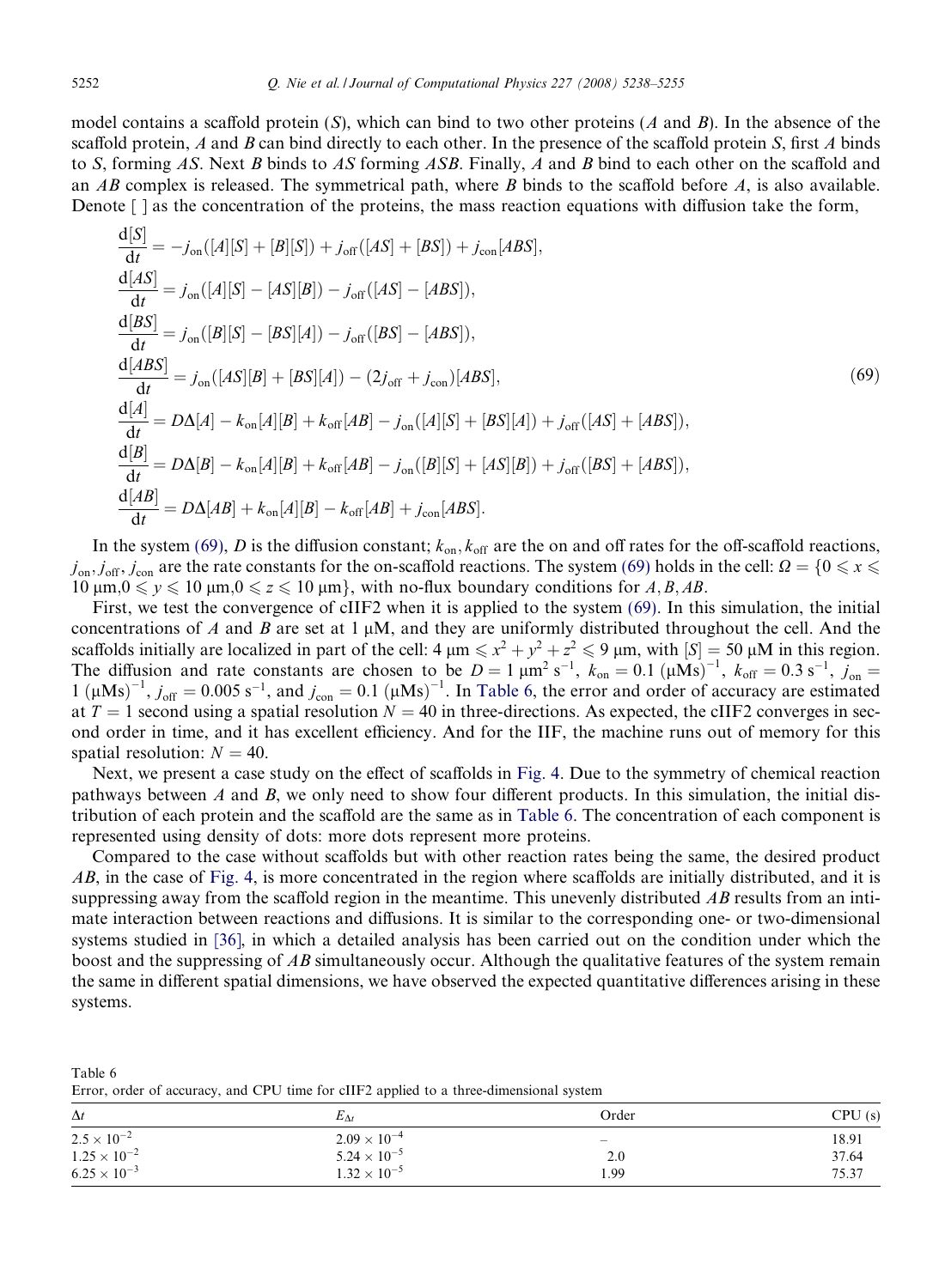model contains a scaffold protein ($S$), which can bind to two other proteins ($A$ and $B$). In the absence of the scaffold protein, $A$ and $B$ can bind directly to each other. In the presence of the scaffold protein $S$, first $A$ binds to $S$, forming $AS$. Next $B$ binds to $AS$ forming $ASB$. Finally, $A$ and $B$ bind to each other on the scaffold and an $AB$ complex is released. The symmetrical path, where $B$ binds to the scaffold before $A$, is also available. Denote [ ] as the concentration of the proteins, the mass reaction equations with diffusion take the form,

$$
\begin{aligned}
\frac{d[S]}{dt} &= -j_{on}([A][S] + [B][S]) + j_{off}([AS] + [BS]) + j_{con}[ABS], \\
\frac{d[AS]}{dt} &= j_{on}([A][S] - [AS][B]) - j_{off}([AS] - [ABS]), \\
\frac{d[BS]}{dt} &= j_{on}([B][S] - [BS][A]) - j_{off}([BS] - [ABS]), \\
\frac{d[ABS]}{dt} &= j_{on}([AS][B] + [BS][A]) - (2j_{off} + j_{con})[ABS], \\
\frac{d[A]}{dt} &= D\Delta[A] - k_{on}[A][B] + k_{off}[AB] - j_{on}([A][S] + [BS][A]) + j_{off}([AS] + [ABS]), \\
\frac{d[B]}{dt} &= D\Delta[B] - k_{on}[A][B] + k_{off}[AB] - j_{on}([B][S] + [AS][B]) + j_{off}([BS] + [ABS]), \\
\frac{d[AB]}{dt} &= D\Delta[AB] + k_{on}[A][B] - k_{off}[AB] + j_{con}[ABS].
\end{aligned}
\tag{69}
$$

In the system (69), $D$ is the diffusion constant; $k_{on}, k_{off}$ are the on and off rates for the off-scaffold reactions, $j_{on}, j_{off}, j_{con}$ are the rate constants for the on-scaffold reactions. The system (69) holds in the cell: $\Omega = \{0 \leqslant x \leqslant 10\ \mu m, 0 \leqslant y \leqslant 10\ \mu m, 0 \leqslant z \leqslant 10\ \mu m\}$, with no-flux boundary conditions for $A, B, AB$.

First, we test the convergence of cIIF2 when it is applied to the system (69). In this simulation, the initial concentrations of $A$ and $B$ are set at 1 μM, and they are uniformly distributed throughout the cell. And the scaffolds initially are localized in part of the cell: $4\ \mu m \leqslant x^2 + y^2 + z^2 \leqslant 9\ \mu m$, with $[S] = 50\ \mu M$ in this region. The diffusion and rate constants are chosen to be $D = 1\ \mu m^2\ s^{-1}$, $k_{on} = 0.1\ (\mu Ms)^{-1}$, $k_{off} = 0.3\ s^{-1}$, $j_{on} = 1\ (\mu Ms)^{-1}$, $j_{off} = 0.005\ s^{-1}$, and $j_{con} = 0.1\ (\mu Ms)^{-1}$. In Table 6, the error and order of accuracy are estimated at $T = 1$ second using a spatial resolution $N = 40$ in three-directions. As expected, the cIIF2 converges in second order in time, and it has excellent efficiency. And for the IIF, the machine runs out of memory for this spatial resolution: $N = 40$.

Next, we present a case study on the effect of scaffolds in Fig. 4. Due to the symmetry of chemical reaction pathways between $A$ and $B$, we only need to show four different products. In this simulation, the initial distribution of each protein and the scaffold are the same as in Table 6. The concentration of each component is represented using density of dots: more dots represent more proteins.

Compared to the case without scaffolds but with other reaction rates being the same, the desired product $AB$, in the case of Fig. 4, is more concentrated in the region where scaffolds are initially distributed, and it is suppressing away from the scaffold region in the meantime. This unevenly distributed $AB$ results from an intimate interaction between reactions and diffusions. It is similar to the corresponding one- or two-dimensional systems studied in [36], in which a detailed analysis has been carried out on the condition under which the boost and the suppressing of $AB$ simultaneously occur. Although the qualitative features of the system remain the same in different spatial dimensions, we have observed the expected quantitative differences arising in these systems.

Table 6
Error, order of accuracy, and CPU time for cIIF2 applied to a three-dimensional system

| $\Delta t$ | $E_{\Delta t}$ | Order | CPU (s) |
|---|---|---|---|
| $2.5 \times 10^{-2}$ | $2.09 \times 10^{-4}$ | – | 18.91 |
| $1.25 \times 10^{-2}$ | $5.24 \times 10^{-5}$ | 2.0 | 37.64 |
| $6.25 \times 10^{-3}$ | $1.32 \times 10^{-5}$ | 1.99 | 75.37 |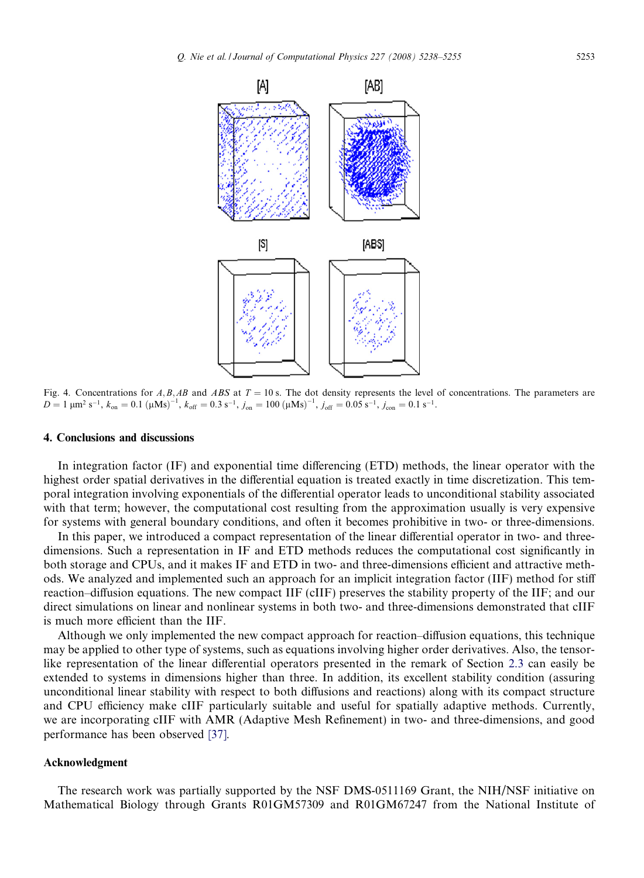Fig. 4. Concentrations for $A, B, AB$ and $ABS$ at $T = 10$ s. The dot density represents the level of concentrations. The parameters are $D = 1\ \mu\text{m}^2\ \text{s}^{-1}$, $k_{\text{on}} = 0.1\ (\mu\text{Ms})^{-1}$, $k_{\text{off}} = 0.3\ \text{s}^{-1}$, $j_{\text{on}} = 100\ (\mu\text{Ms})^{-1}$, $j_{\text{off}} = 0.05\ \text{s}^{-1}$, $j_{\text{con}} = 0.1\ \text{s}^{-1}$.

## 4. Conclusions and discussions

In integration factor (IF) and exponential time differencing (ETD) methods, the linear operator with the highest order spatial derivatives in the differential equation is treated exactly in time discretization. This temporal integration involving exponentials of the differential operator leads to unconditional stability associated with that term; however, the computational cost resulting from the approximation usually is very expensive for systems with general boundary conditions, and often it becomes prohibitive in two- or three-dimensions.

In this paper, we introduced a compact representation of the linear differential operator in two- and three-dimensions. Such a representation in IF and ETD methods reduces the computational cost significantly in both storage and CPUs, and it makes IF and ETD in two- and three-dimensions efficient and attractive methods. We analyzed and implemented such an approach for an implicit integration factor (IIF) method for stiff reaction–diffusion equations. The new compact IIF (cIIF) preserves the stability property of the IIF; and our direct simulations on linear and nonlinear systems in both two- and three-dimensions demonstrated that cIIF is much more efficient than the IIF.

Although we only implemented the new compact approach for reaction–diffusion equations, this technique may be applied to other type of systems, such as equations involving higher order derivatives. Also, the tensor-like representation of the linear differential operators presented in the remark of Section 2.3 can easily be extended to systems in dimensions higher than three. In addition, its excellent stability condition (assuring unconditional linear stability with respect to both diffusions and reactions) along with its compact structure and CPU efficiency make cIIF particularly suitable and useful for spatially adaptive methods. Currently, we are incorporating cIIF with AMR (Adaptive Mesh Refinement) in two- and three-dimensions, and good performance has been observed [37].

## Acknowledgment

The research work was partially supported by the NSF DMS-0511169 Grant, the NIH/NSF initiative on Mathematical Biology through Grants R01GM57309 and R01GM67247 from the National Institute of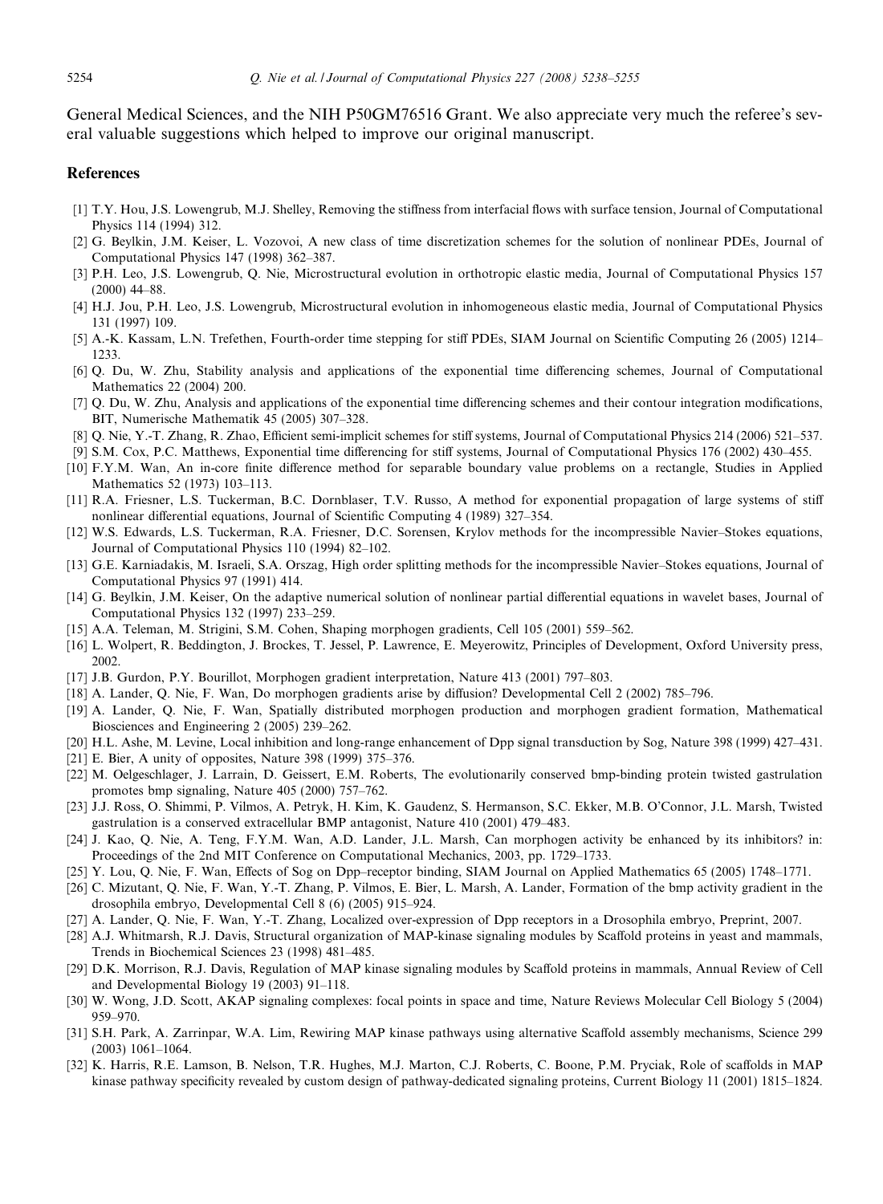General Medical Sciences, and the NIH P50GM76516 Grant. We also appreciate very much the referee's several valuable suggestions which helped to improve our original manuscript.

## References

[1] T.Y. Hou, J.S. Lowengrub, M.J. Shelley, Removing the stiffness from interfacial flows with surface tension, Journal of Computational Physics 114 (1994) 312.

[2] G. Beylkin, J.M. Keiser, L. Vozovoi, A new class of time discretization schemes for the solution of nonlinear PDEs, Journal of Computational Physics 147 (1998) 362–387.

[3] P.H. Leo, J.S. Lowengrub, Q. Nie, Microstructural evolution in orthotropic elastic media, Journal of Computational Physics 157 (2000) 44–88.

[4] H.J. Jou, P.H. Leo, J.S. Lowengrub, Microstructural evolution in inhomogeneous elastic media, Journal of Computational Physics 131 (1997) 109.

[5] A.-K. Kassam, L.N. Trefethen, Fourth-order time stepping for stiff PDEs, SIAM Journal on Scientific Computing 26 (2005) 1214–1233.

[6] Q. Du, W. Zhu, Stability analysis and applications of the exponential time differencing schemes, Journal of Computational Mathematics 22 (2004) 200.

[7] Q. Du, W. Zhu, Analysis and applications of the exponential time differencing schemes and their contour integration modifications, BIT, Numerische Mathematik 45 (2005) 307–328.

[8] Q. Nie, Y.-T. Zhang, R. Zhao, Efficient semi-implicit schemes for stiff systems, Journal of Computational Physics 214 (2006) 521–537.

[9] S.M. Cox, P.C. Matthews, Exponential time differencing for stiff systems, Journal of Computational Physics 176 (2002) 430–455.

[10] F.Y.M. Wan, An in-core finite difference method for separable boundary value problems on a rectangle, Studies in Applied Mathematics 52 (1973) 103–113.

[11] R.A. Friesner, L.S. Tuckerman, B.C. Dornblaser, T.V. Russo, A method for exponential propagation of large systems of stiff nonlinear differential equations, Journal of Scientific Computing 4 (1989) 327–354.

[12] W.S. Edwards, L.S. Tuckerman, R.A. Friesner, D.C. Sorensen, Krylov methods for the incompressible Navier–Stokes equations, Journal of Computational Physics 110 (1994) 82–102.

[13] G.E. Karniadakis, M. Israeli, S.A. Orszag, High order splitting methods for the incompressible Navier–Stokes equations, Journal of Computational Physics 97 (1991) 414.

[14] G. Beylkin, J.M. Keiser, On the adaptive numerical solution of nonlinear partial differential equations in wavelet bases, Journal of Computational Physics 132 (1997) 233–259.

[15] A.A. Teleman, M. Strigini, S.M. Cohen, Shaping morphogen gradients, Cell 105 (2001) 559–562.

[16] L. Wolpert, R. Beddington, J. Brockes, T. Jessel, P. Lawrence, E. Meyerowitz, Principles of Development, Oxford University press, 2002.

[17] J.B. Gurdon, P.Y. Bourillot, Morphogen gradient interpretation, Nature 413 (2001) 797–803.

[18] A. Lander, Q. Nie, F. Wan, Do morphogen gradients arise by diffusion? Developmental Cell 2 (2002) 785–796.

[19] A. Lander, Q. Nie, F. Wan, Spatially distributed morphogen production and morphogen gradient formation, Mathematical Biosciences and Engineering 2 (2005) 239–262.

[20] H.L. Ashe, M. Levine, Local inhibition and long-range enhancement of Dpp signal transduction by Sog, Nature 398 (1999) 427–431.

[21] E. Bier, A unity of opposites, Nature 398 (1999) 375–376.

[22] M. Oelgeschlager, J. Larrain, D. Geissert, E.M. Roberts, The evolutionarily conserved bmp-binding protein twisted gastrulation promotes bmp signaling, Nature 405 (2000) 757–762.

[23] J.J. Ross, O. Shimmi, P. Vilmos, A. Petryk, H. Kim, K. Gaudenz, S. Hermanson, S.C. Ekker, M.B. O'Connor, J.L. Marsh, Twisted gastrulation is a conserved extracellular BMP antagonist, Nature 410 (2001) 479–483.

[24] J. Kao, Q. Nie, A. Teng, F.Y.M. Wan, A.D. Lander, J.L. Marsh, Can morphogen activity be enhanced by its inhibitors? in: Proceedings of the 2nd MIT Conference on Computational Mechanics, 2003, pp. 1729–1733.

[25] Y. Lou, Q. Nie, F. Wan, Effects of Sog on Dpp–receptor binding, SIAM Journal on Applied Mathematics 65 (2005) 1748–1771.

[26] C. Mizutant, Q. Nie, F. Wan, Y.-T. Zhang, P. Vilmos, E. Bier, L. Marsh, A. Lander, Formation of the bmp activity gradient in the drosophila embryo, Developmental Cell 8 (6) (2005) 915–924.

[27] A. Lander, Q. Nie, F. Wan, Y.-T. Zhang, Localized over-expression of Dpp receptors in a Drosophila embryo, Preprint, 2007.

[28] A.J. Whitmarsh, R.J. Davis, Structural organization of MAP-kinase signaling modules by Scaffold proteins in yeast and mammals, Trends in Biochemical Sciences 23 (1998) 481–485.

[29] D.K. Morrison, R.J. Davis, Regulation of MAP kinase signaling modules by Scaffold proteins in mammals, Annual Review of Cell and Developmental Biology 19 (2003) 91–118.

[30] W. Wong, J.D. Scott, AKAP signaling complexes: focal points in space and time, Nature Reviews Molecular Cell Biology 5 (2004) 959–970.

[31] S.H. Park, A. Zarrinpar, W.A. Lim, Rewiring MAP kinase pathways using alternative Scaffold assembly mechanisms, Science 299 (2003) 1061–1064.

[32] K. Harris, R.E. Lamson, B. Nelson, T.R. Hughes, M.J. Marton, C.J. Roberts, C. Boone, P.M. Pryciak, Role of scaffolds in MAP kinase pathway specificity revealed by custom design of pathway-dedicated signaling proteins, Current Biology 11 (2001) 1815–1824.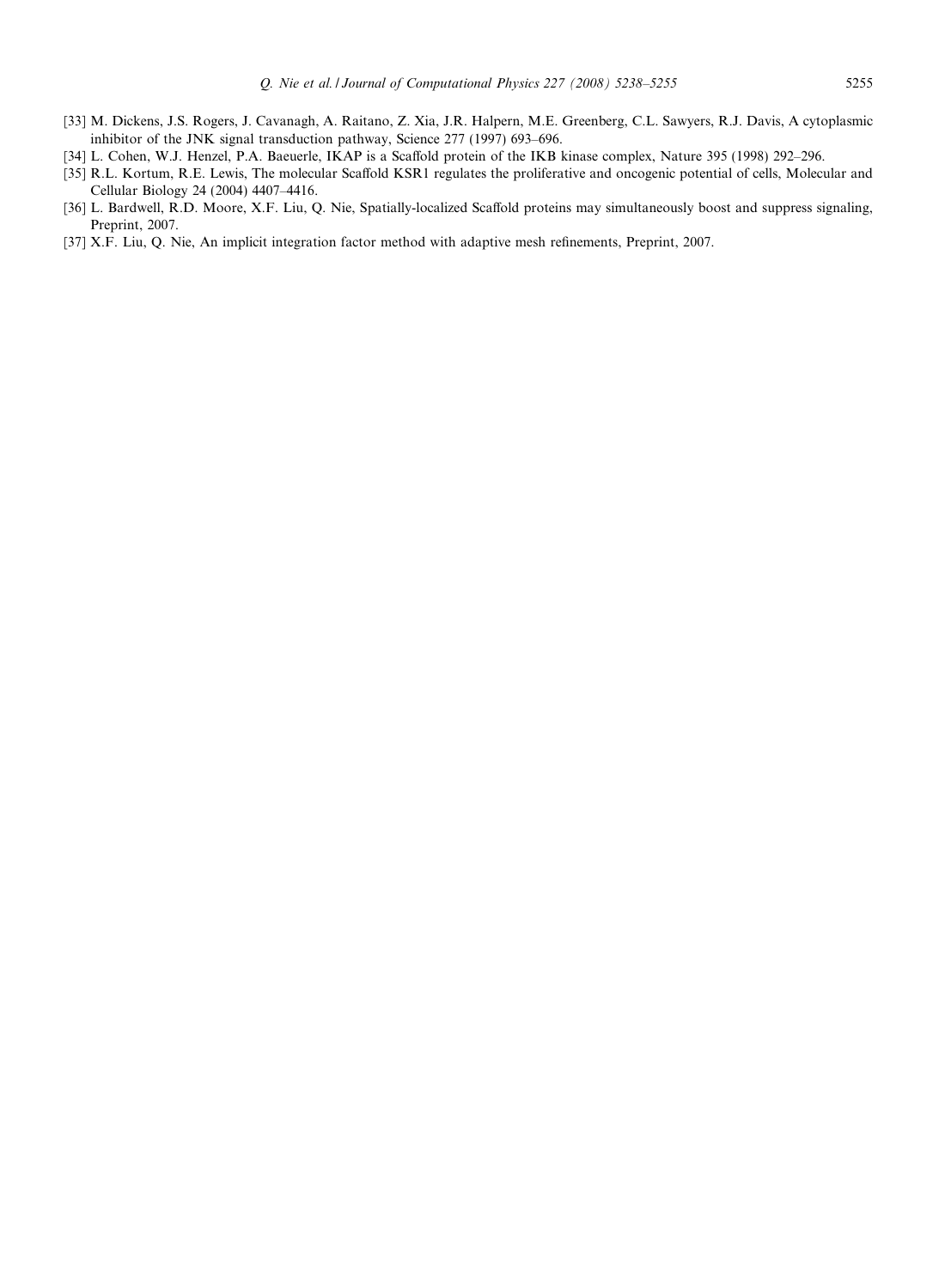[33] M. Dickens, J.S. Rogers, J. Cavanagh, A. Raitano, Z. Xia, J.R. Halpern, M.E. Greenberg, C.L. Sawyers, R.J. Davis, A cytoplasmic inhibitor of the JNK signal transduction pathway, Science 277 (1997) 693–696.

[34] L. Cohen, W.J. Henzel, P.A. Baeuerle, IKAP is a Scaffold protein of the IKB kinase complex, Nature 395 (1998) 292–296.

[35] R.L. Kortum, R.E. Lewis, The molecular Scaffold KSR1 regulates the proliferative and oncogenic potential of cells, Molecular and Cellular Biology 24 (2004) 4407–4416.

[36] L. Bardwell, R.D. Moore, X.F. Liu, Q. Nie, Spatially-localized Scaffold proteins may simultaneously boost and suppress signaling, Preprint, 2007.

[37] X.F. Liu, Q. Nie, An implicit integration factor method with adaptive mesh refinements, Preprint, 2007.